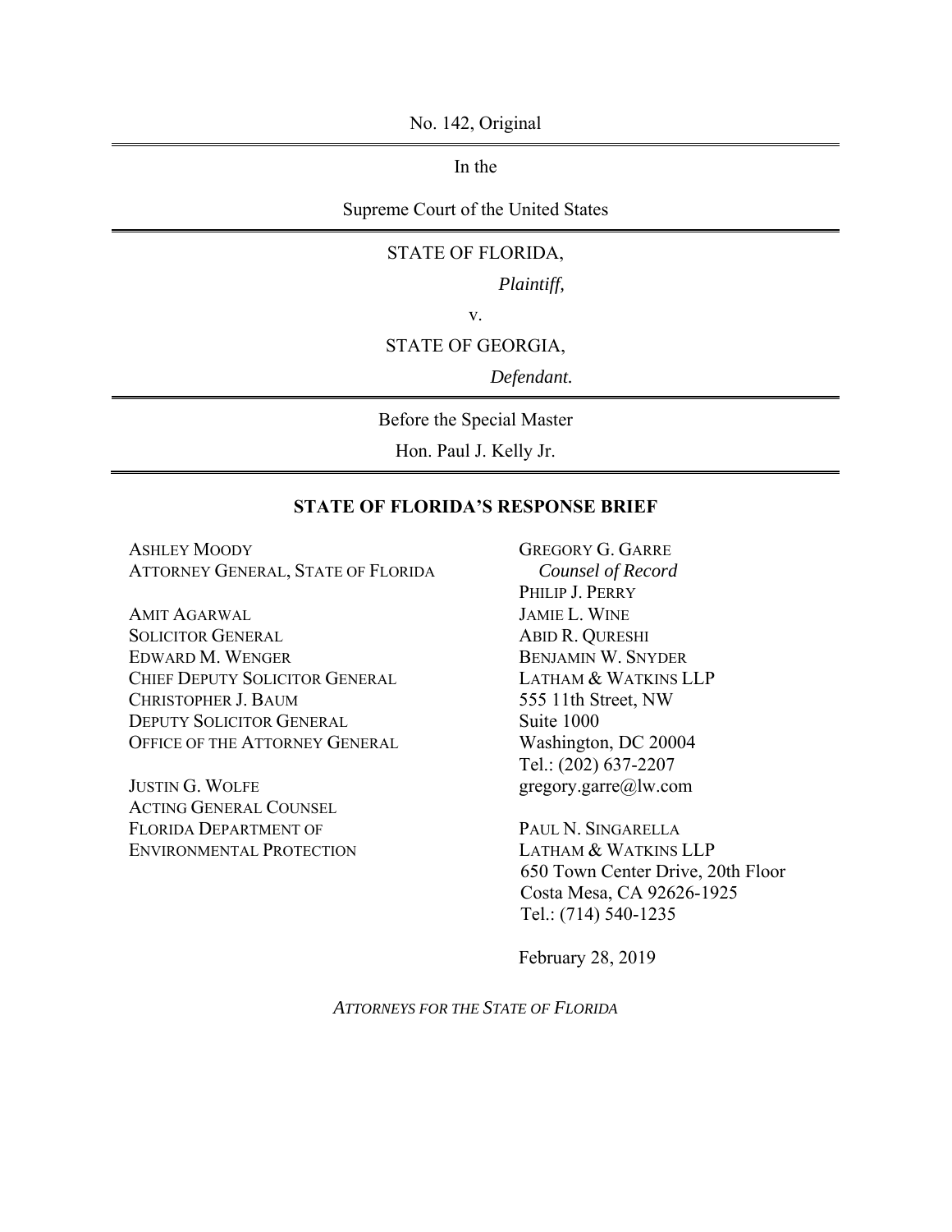No. 142, Original

---

In the

Supreme Court of the United States

---

STATE OF FLORIDA,

*Plaintiff,*

v.

STATE OF GEORGIA,

*Defendant.*

---

Before the Special Master

Hon. Paul J. Kelly Jr.

---

**STATE OF FLORIDA'S RESPONSE BRIEF**

ASHLEY MOODY
ATTORNEY GENERAL, STATE OF FLORIDA

AMIT AGARWAL
SOLICITOR GENERAL
EDWARD M. WENGER
CHIEF DEPUTY SOLICITOR GENERAL
CHRISTOPHER J. BAUM
DEPUTY SOLICITOR GENERAL
OFFICE OF THE ATTORNEY GENERAL

JUSTIN G. WOLFE
ACTING GENERAL COUNSEL
FLORIDA DEPARTMENT OF
ENVIRONMENTAL PROTECTION

GREGORY G. GARRE
*Counsel of Record*
PHILIP J. PERRY
JAMIE L. WINE
ABID R. QURESHI
BENJAMIN W. SNYDER
LATHAM & WATKINS LLP
555 11th Street, NW
Suite 1000
Washington, DC 20004
Tel.: (202) 637-2207
gregory.garre@lw.com

PAUL N. SINGARELLA
LATHAM & WATKINS LLP
650 Town Center Drive, 20th Floor
Costa Mesa, CA 92626-1925
Tel.: (714) 540-1235

February 28, 2019

*ATTORNEYS FOR THE STATE OF FLORIDA*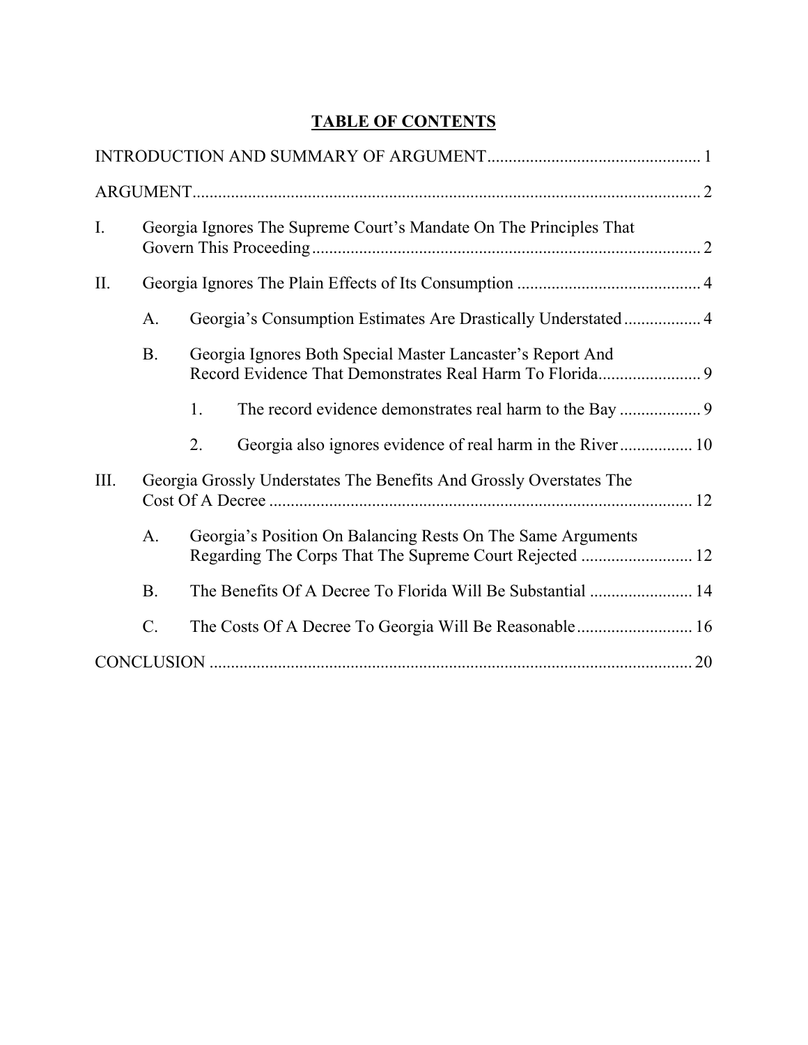# TABLE OF CONTENTS

INTRODUCTION AND SUMMARY OF ARGUMENT ........................................ 1

ARGUMENT ........................................................................................ 2

I. Georgia Ignores The Supreme Court's Mandate On The Principles That Govern This Proceeding ........................................................................ 2

II. Georgia Ignores The Plain Effects of Its Consumption ................................ 4

  A. Georgia's Consumption Estimates Are Drastically Understated ................ 4

  B. Georgia Ignores Both Special Master Lancaster's Report And Record Evidence That Demonstrates Real Harm To Florida ........................ 9

    1. The record evidence demonstrates real harm to the Bay .................. 9

    2. Georgia also ignores evidence of real harm in the River ................ 10

III. Georgia Grossly Understates The Benefits And Grossly Overstates The Cost Of A Decree .......................................................................... 12

  A. Georgia's Position On Balancing Rests On The Same Arguments Regarding The Corps That The Supreme Court Rejected ........................ 12

  B. The Benefits Of A Decree To Florida Will Be Substantial ........................ 14

  C. The Costs Of A Decree To Georgia Will Be Reasonable ........................ 16

CONCLUSION ...................................................................................... 20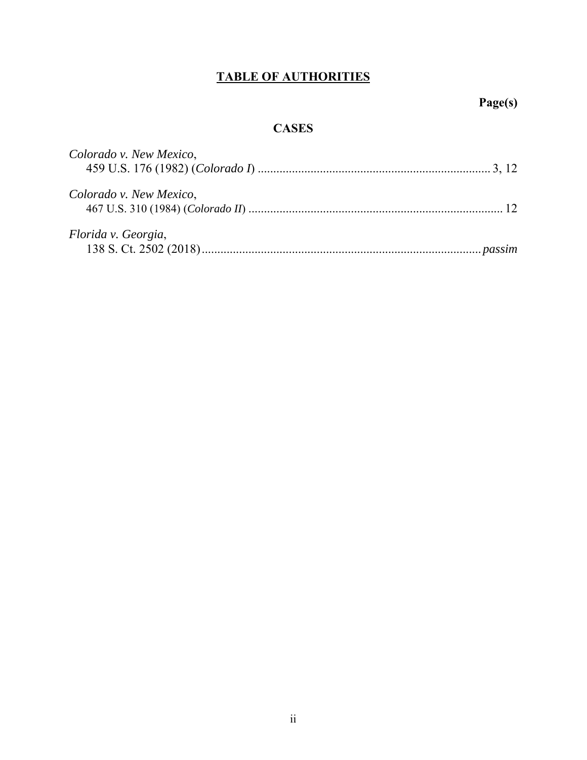# TABLE OF AUTHORITIES

**Page(s)**

## CASES

*Colorado v. New Mexico*,
459 U.S. 176 (1982) (*Colorado I*) .......................................................................... 3, 12

*Colorado v. New Mexico*,
467 U.S. 310 (1984) (*Colorado II*) ................................................................................. 12

*Florida v. Georgia*,
138 S. Ct. 2502 (2018) ......................................................................................... *passim*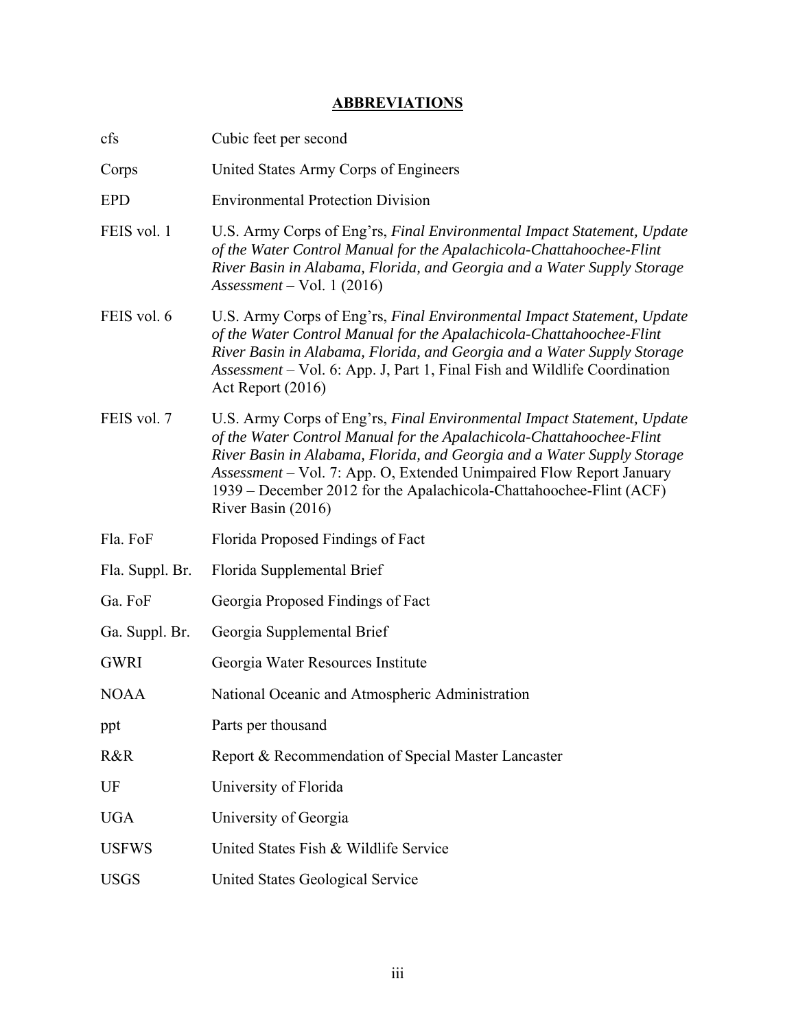# ABBREVIATIONS

| | |
|---|---|
| cfs | Cubic feet per second |
| Corps | United States Army Corps of Engineers |
| EPD | Environmental Protection Division |
| FEIS vol. 1 | U.S. Army Corps of Eng'rs, *Final Environmental Impact Statement, Update of the Water Control Manual for the Apalachicola-Chattahoochee-Flint River Basin in Alabama, Florida, and Georgia and a Water Supply Storage Assessment* – Vol. 1 (2016) |
| FEIS vol. 6 | U.S. Army Corps of Eng'rs, *Final Environmental Impact Statement, Update of the Water Control Manual for the Apalachicola-Chattahoochee-Flint River Basin in Alabama, Florida, and Georgia and a Water Supply Storage Assessment* – Vol. 6: App. J, Part 1, Final Fish and Wildlife Coordination Act Report (2016) |
| FEIS vol. 7 | U.S. Army Corps of Eng'rs, *Final Environmental Impact Statement, Update of the Water Control Manual for the Apalachicola-Chattahoochee-Flint River Basin in Alabama, Florida, and Georgia and a Water Supply Storage Assessment* – Vol. 7: App. O, Extended Unimpaired Flow Report January 1939 – December 2012 for the Apalachicola-Chattahoochee-Flint (ACF) River Basin (2016) |
| Fla. FoF | Florida Proposed Findings of Fact |
| Fla. Suppl. Br. | Florida Supplemental Brief |
| Ga. FoF | Georgia Proposed Findings of Fact |
| Ga. Suppl. Br. | Georgia Supplemental Brief |
| GWRI | Georgia Water Resources Institute |
| NOAA | National Oceanic and Atmospheric Administration |
| ppt | Parts per thousand |
| R&R | Report & Recommendation of Special Master Lancaster |
| UF | University of Florida |
| UGA | University of Georgia |
| USFWS | United States Fish & Wildlife Service |
| USGS | United States Geological Service |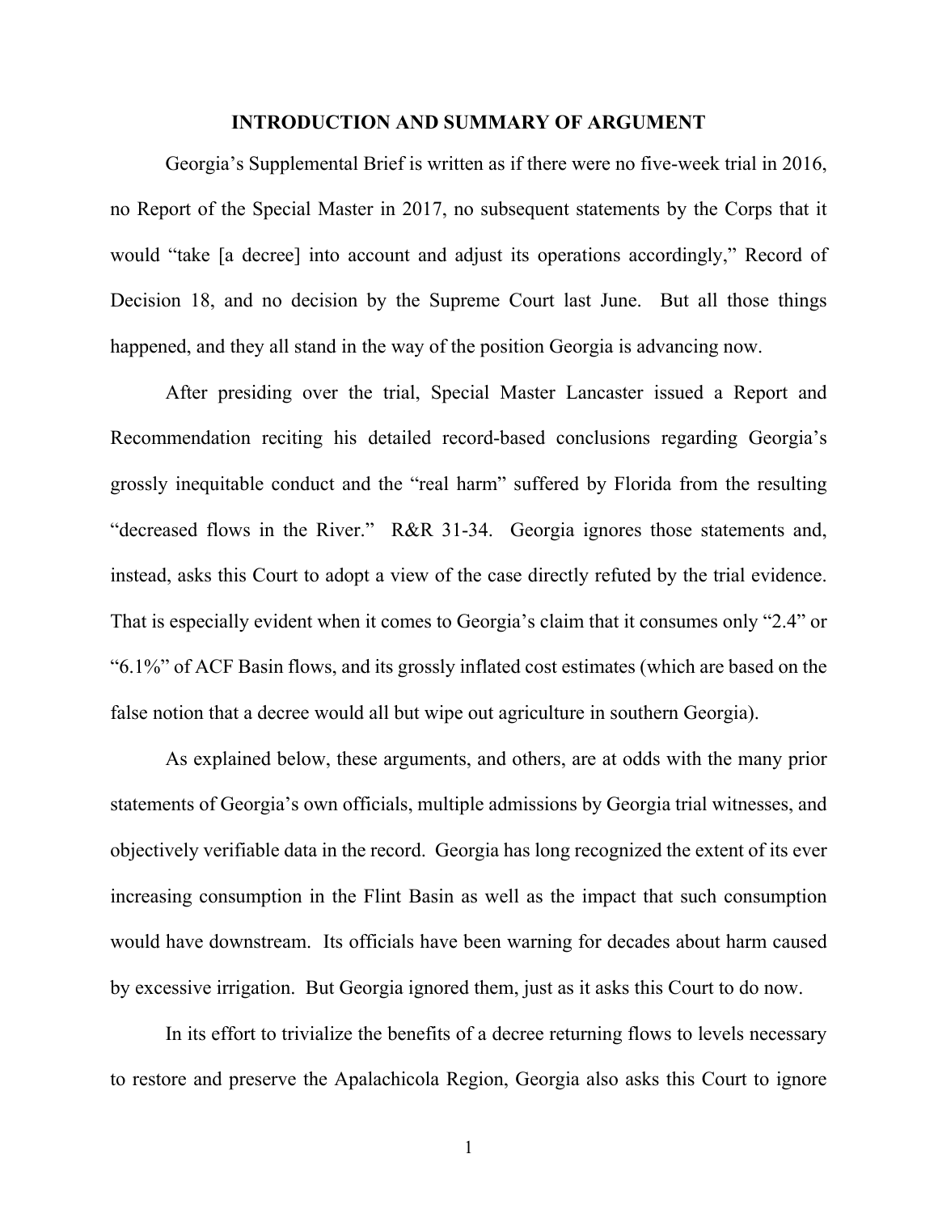## INTRODUCTION AND SUMMARY OF ARGUMENT

Georgia's Supplemental Brief is written as if there were no five-week trial in 2016, no Report of the Special Master in 2017, no subsequent statements by the Corps that it would "take [a decree] into account and adjust its operations accordingly," Record of Decision 18, and no decision by the Supreme Court last June. But all those things happened, and they all stand in the way of the position Georgia is advancing now.

After presiding over the trial, Special Master Lancaster issued a Report and Recommendation reciting his detailed record-based conclusions regarding Georgia's grossly inequitable conduct and the "real harm" suffered by Florida from the resulting "decreased flows in the River." R&R 31-34. Georgia ignores those statements and, instead, asks this Court to adopt a view of the case directly refuted by the trial evidence. That is especially evident when it comes to Georgia's claim that it consumes only "2.4" or "6.1%" of ACF Basin flows, and its grossly inflated cost estimates (which are based on the false notion that a decree would all but wipe out agriculture in southern Georgia).

As explained below, these arguments, and others, are at odds with the many prior statements of Georgia's own officials, multiple admissions by Georgia trial witnesses, and objectively verifiable data in the record. Georgia has long recognized the extent of its ever increasing consumption in the Flint Basin as well as the impact that such consumption would have downstream. Its officials have been warning for decades about harm caused by excessive irrigation. But Georgia ignored them, just as it asks this Court to do now.

In its effort to trivialize the benefits of a decree returning flows to levels necessary to restore and preserve the Apalachicola Region, Georgia also asks this Court to ignore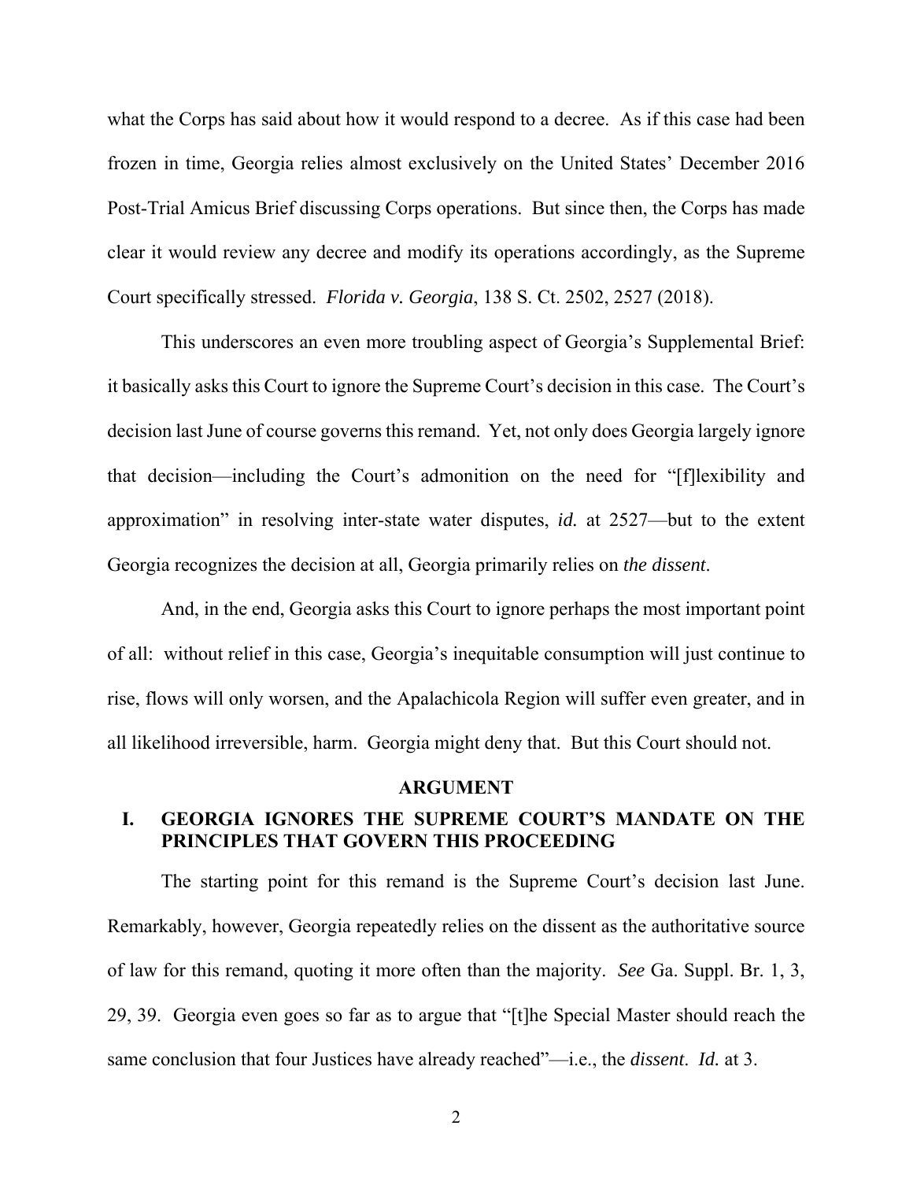what the Corps has said about how it would respond to a decree. As if this case had been frozen in time, Georgia relies almost exclusively on the United States' December 2016 Post-Trial Amicus Brief discussing Corps operations. But since then, the Corps has made clear it would review any decree and modify its operations accordingly, as the Supreme Court specifically stressed. *Florida v. Georgia*, 138 S. Ct. 2502, 2527 (2018).

This underscores an even more troubling aspect of Georgia's Supplemental Brief: it basically asks this Court to ignore the Supreme Court's decision in this case. The Court's decision last June of course governs this remand. Yet, not only does Georgia largely ignore that decision—including the Court's admonition on the need for "[f]lexibility and approximation" in resolving inter-state water disputes, *id.* at 2527—but to the extent Georgia recognizes the decision at all, Georgia primarily relies on *the dissent*.

And, in the end, Georgia asks this Court to ignore perhaps the most important point of all: without relief in this case, Georgia's inequitable consumption will just continue to rise, flows will only worsen, and the Apalachicola Region will suffer even greater, and in all likelihood irreversible, harm. Georgia might deny that. But this Court should not.

## ARGUMENT

### I. GEORGIA IGNORES THE SUPREME COURT'S MANDATE ON THE PRINCIPLES THAT GOVERN THIS PROCEEDING

The starting point for this remand is the Supreme Court's decision last June. Remarkably, however, Georgia repeatedly relies on the dissent as the authoritative source of law for this remand, quoting it more often than the majority. *See* Ga. Suppl. Br. 1, 3, 29, 39. Georgia even goes so far as to argue that "[t]he Special Master should reach the same conclusion that four Justices have already reached"—i.e., the *dissent*. *Id.* at 3.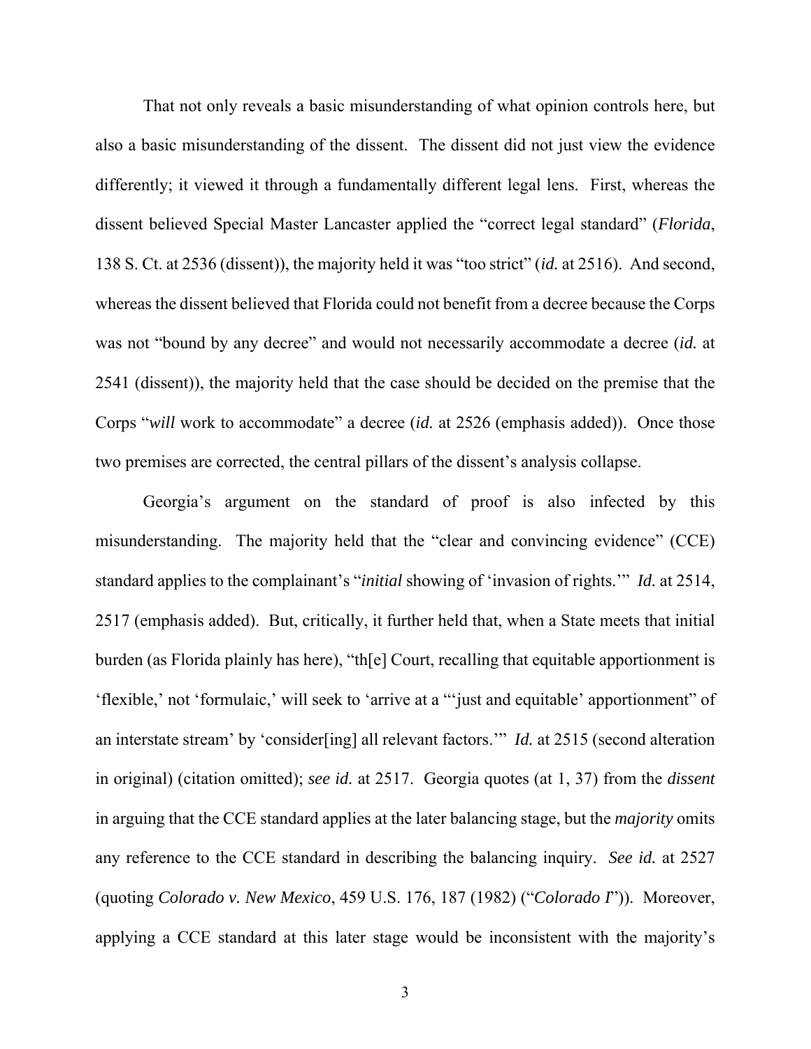That not only reveals a basic misunderstanding of what opinion controls here, but also a basic misunderstanding of the dissent. The dissent did not just view the evidence differently; it viewed it through a fundamentally different legal lens. First, whereas the dissent believed Special Master Lancaster applied the "correct legal standard" (***Florida***, 138 S. Ct. at 2536 (dissent)), the majority held it was "too strict" (***id.*** at 2516). And second, whereas the dissent believed that Florida could not benefit from a decree because the Corps was not "bound by any decree" and would not necessarily accommodate a decree (***id.*** at 2541 (dissent)), the majority held that the case should be decided on the premise that the Corps "***will*** work to accommodate" a decree (***id.*** at 2526 (emphasis added)). Once those two premises are corrected, the central pillars of the dissent's analysis collapse.

Georgia's argument on the standard of proof is also infected by this misunderstanding. The majority held that the "clear and convincing evidence" (CCE) standard applies to the complainant's "***initial*** showing of 'invasion of rights.'" ***Id.*** at 2514, 2517 (emphasis added). But, critically, it further held that, when a State meets that initial burden (as Florida plainly has here), "th[e] Court, recalling that equitable apportionment is 'flexible,' not 'formulaic,' will seek to 'arrive at a "'just and equitable' apportionment" of an interstate stream' by 'consider[ing] all relevant factors.'" ***Id.*** at 2515 (second alteration in original) (citation omitted); ***see id.*** at 2517. Georgia quotes (at 1, 37) from the ***dissent*** in arguing that the CCE standard applies at the later balancing stage, but the ***majority*** omits any reference to the CCE standard in describing the balancing inquiry. ***See id.*** at 2527 (quoting *Colorado v. New Mexico*, 459 U.S. 176, 187 (1982) ("*Colorado I*")). Moreover, applying a CCE standard at this later stage would be inconsistent with the majority's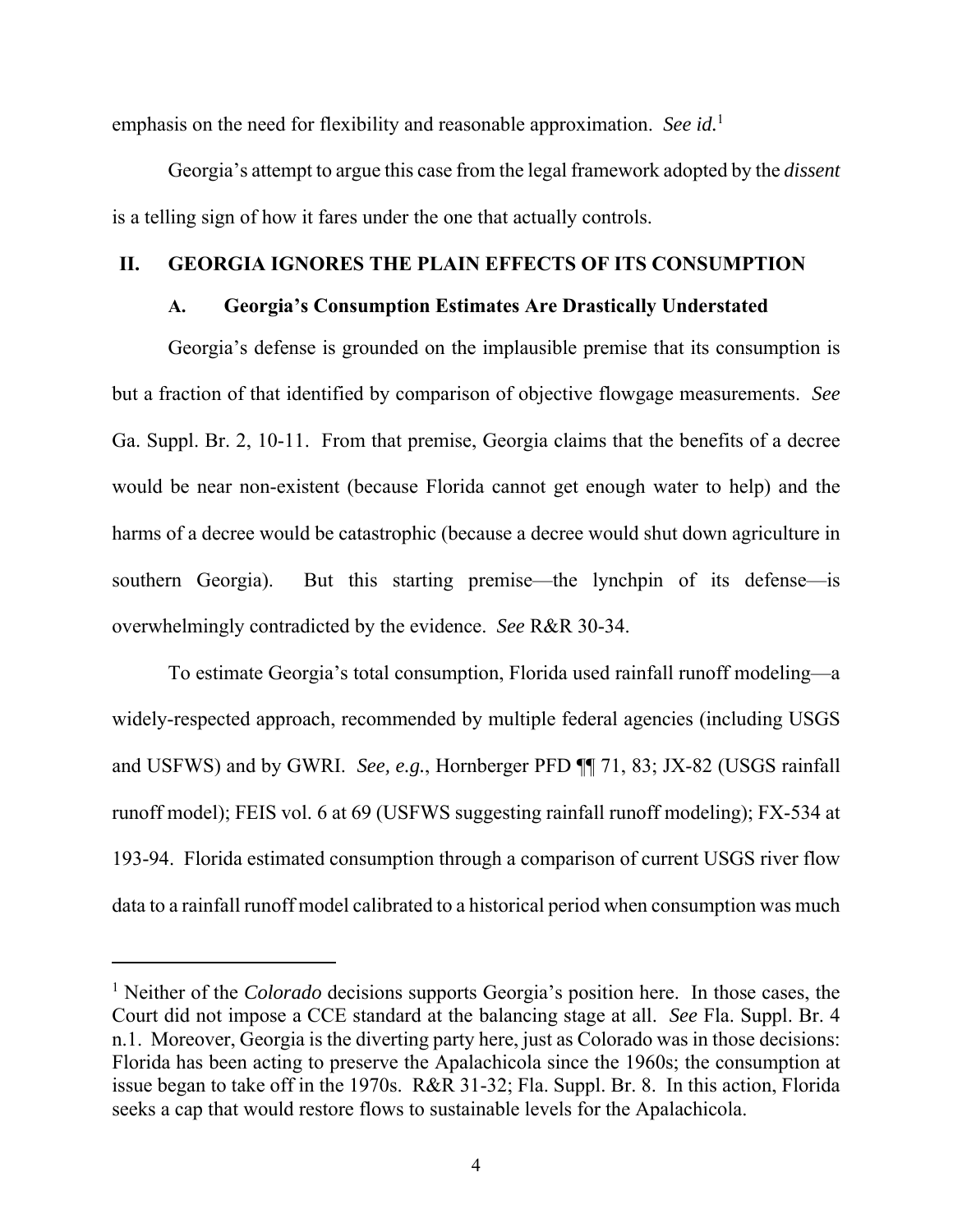emphasis on the need for flexibility and reasonable approximation. *See id.*[1]

Georgia's attempt to argue this case from the legal framework adopted by the *dissent* is a telling sign of how it fares under the one that actually controls.

## II. GEORGIA IGNORES THE PLAIN EFFECTS OF ITS CONSUMPTION

### A. Georgia's Consumption Estimates Are Drastically Understated

Georgia's defense is grounded on the implausible premise that its consumption is but a fraction of that identified by comparison of objective flowgage measurements. *See* Ga. Suppl. Br. 2, 10-11. From that premise, Georgia claims that the benefits of a decree would be near non-existent (because Florida cannot get enough water to help) and the harms of a decree would be catastrophic (because a decree would shut down agriculture in southern Georgia). But this starting premise—the lynchpin of its defense—is overwhelmingly contradicted by the evidence. *See* R&R 30-34.

To estimate Georgia's total consumption, Florida used rainfall runoff modeling—a widely-respected approach, recommended by multiple federal agencies (including USGS and USFWS) and by GWRI. *See, e.g.*, Hornberger PFD ¶¶ 71, 83; JX-82 (USGS rainfall runoff model); FEIS vol. 6 at 69 (USFWS suggesting rainfall runoff modeling); FX-534 at 193-94. Florida estimated consumption through a comparison of current USGS river flow data to a rainfall runoff model calibrated to a historical period when consumption was much

---

[1] Neither of the *Colorado* decisions supports Georgia's position here. In those cases, the Court did not impose a CCE standard at the balancing stage at all. *See* Fla. Suppl. Br. 4 n.1. Moreover, Georgia is the diverting party here, just as Colorado was in those decisions: Florida has been acting to preserve the Apalachicola since the 1960s; the consumption at issue began to take off in the 1970s. R&R 31-32; Fla. Suppl. Br. 8. In this action, Florida seeks a cap that would restore flows to sustainable levels for the Apalachicola.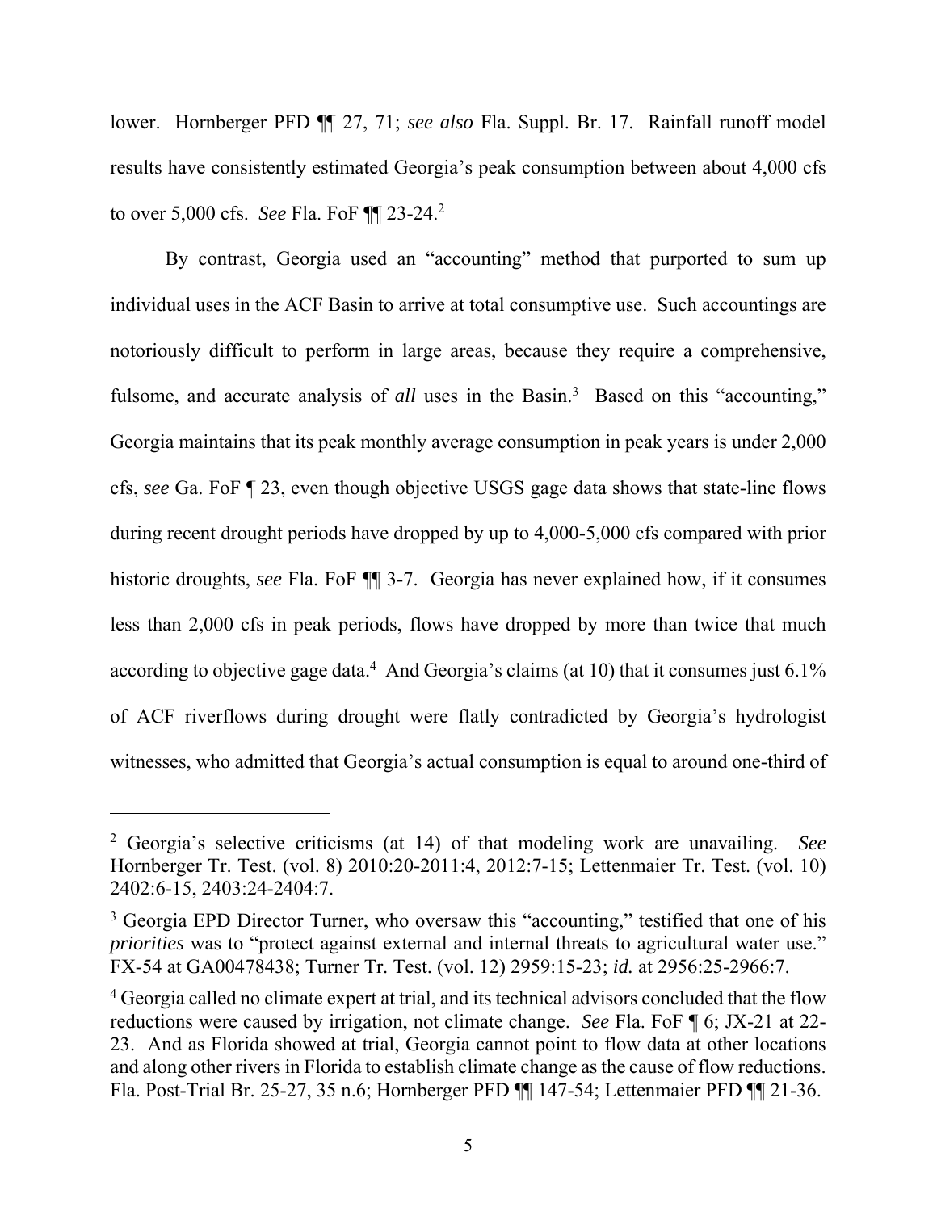lower. Hornberger PFD ¶¶ 27, 71; *see also* Fla. Suppl. Br. 17. Rainfall runoff model results have consistently estimated Georgia's peak consumption between about 4,000 cfs to over 5,000 cfs. *See* Fla. FoF ¶¶ 23-24.[2]

By contrast, Georgia used an "accounting" method that purported to sum up individual uses in the ACF Basin to arrive at total consumptive use. Such accountings are notoriously difficult to perform in large areas, because they require a comprehensive, fulsome, and accurate analysis of *all* uses in the Basin.[3] Based on this "accounting," Georgia maintains that its peak monthly average consumption in peak years is under 2,000 cfs, *see* Ga. FoF ¶ 23, even though objective USGS gage data shows that state-line flows during recent drought periods have dropped by up to 4,000-5,000 cfs compared with prior historic droughts, *see* Fla. FoF ¶¶ 3-7. Georgia has never explained how, if it consumes less than 2,000 cfs in peak periods, flows have dropped by more than twice that much according to objective gage data.[4] And Georgia's claims (at 10) that it consumes just 6.1% of ACF riverflows during drought were flatly contradicted by Georgia's hydrologist witnesses, who admitted that Georgia's actual consumption is equal to around one-third of

---

[2] Georgia's selective criticisms (at 14) of that modeling work are unavailing. *See* Hornberger Tr. Test. (vol. 8) 2010:20-2011:4, 2012:7-15; Lettenmaier Tr. Test. (vol. 10) 2402:6-15, 2403:24-2404:7.

[3] Georgia EPD Director Turner, who oversaw this "accounting," testified that one of his *priorities* was to "protect against external and internal threats to agricultural water use." FX-54 at GA00478438; Turner Tr. Test. (vol. 12) 2959:15-23; *id.* at 2956:25-2966:7.

[4] Georgia called no climate expert at trial, and its technical advisors concluded that the flow reductions were caused by irrigation, not climate change. *See* Fla. FoF ¶ 6; JX-21 at 22-23. And as Florida showed at trial, Georgia cannot point to flow data at other locations and along other rivers in Florida to establish climate change as the cause of flow reductions. Fla. Post-Trial Br. 25-27, 35 n.6; Hornberger PFD ¶¶ 147-54; Lettenmaier PFD ¶¶ 21-36.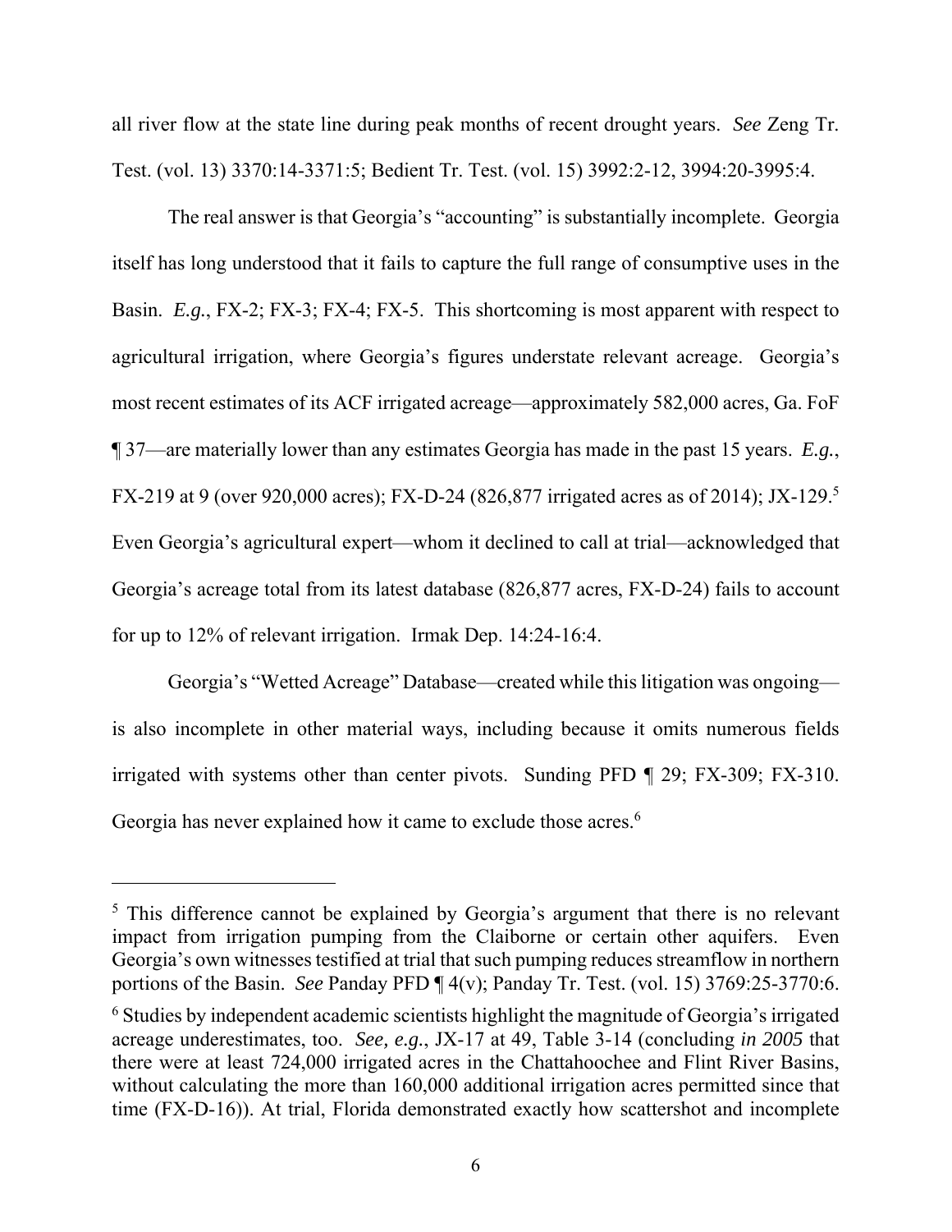all river flow at the state line during peak months of recent drought years. *See* Zeng Tr. Test. (vol. 13) 3370:14-3371:5; Bedient Tr. Test. (vol. 15) 3992:2-12, 3994:20-3995:4.

The real answer is that Georgia's "accounting" is substantially incomplete. Georgia itself has long understood that it fails to capture the full range of consumptive uses in the Basin. *E.g.*, FX-2; FX-3; FX-4; FX-5. This shortcoming is most apparent with respect to agricultural irrigation, where Georgia's figures understate relevant acreage. Georgia's most recent estimates of its ACF irrigated acreage—approximately 582,000 acres, Ga. FoF ¶ 37—are materially lower than any estimates Georgia has made in the past 15 years. *E.g.*, FX-219 at 9 (over 920,000 acres); FX-D-24 (826,877 irrigated acres as of 2014); JX-129.[5] Even Georgia's agricultural expert—whom it declined to call at trial—acknowledged that Georgia's acreage total from its latest database (826,877 acres, FX-D-24) fails to account for up to 12% of relevant irrigation. Irmak Dep. 14:24-16:4.

Georgia's "Wetted Acreage" Database—created while this litigation was ongoing—is also incomplete in other material ways, including because it omits numerous fields irrigated with systems other than center pivots. Sunding PFD ¶ 29; FX-309; FX-310. Georgia has never explained how it came to exclude those acres.[6]

---

[5] This difference cannot be explained by Georgia's argument that there is no relevant impact from irrigation pumping from the Claiborne or certain other aquifers. Even Georgia's own witnesses testified at trial that such pumping reduces streamflow in northern portions of the Basin. *See* Panday PFD ¶ 4(v); Panday Tr. Test. (vol. 15) 3769:25-3770:6.

[6] Studies by independent academic scientists highlight the magnitude of Georgia's irrigated acreage underestimates, too. *See, e.g.*, JX-17 at 49, Table 3-14 (concluding *in 2005* that there were at least 724,000 irrigated acres in the Chattahoochee and Flint River Basins, without calculating the more than 160,000 additional irrigation acres permitted since that time (FX-D-16)). At trial, Florida demonstrated exactly how scattershot and incomplete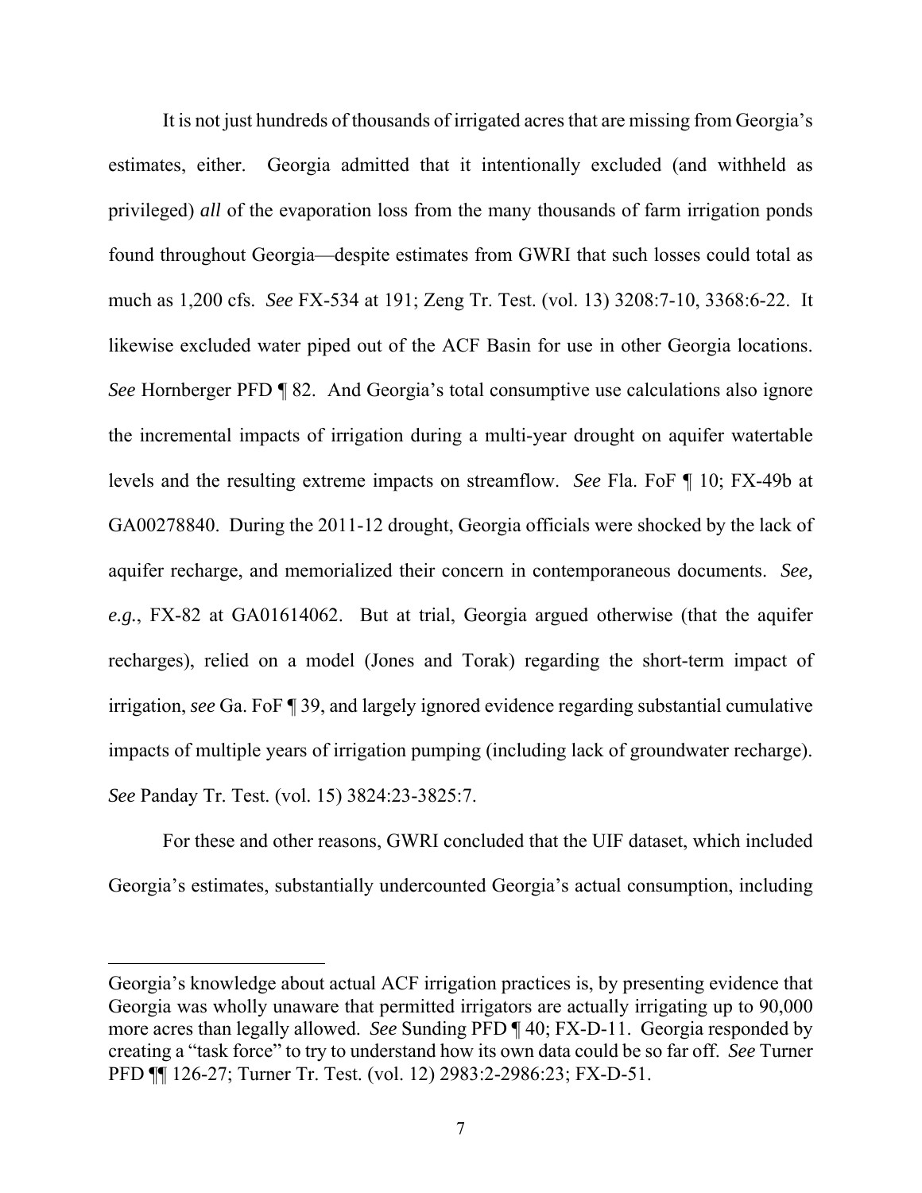It is not just hundreds of thousands of irrigated acres that are missing from Georgia's estimates, either. Georgia admitted that it intentionally excluded (and withheld as privileged) *all* of the evaporation loss from the many thousands of farm irrigation ponds found throughout Georgia—despite estimates from GWRI that such losses could total as much as 1,200 cfs. *See* FX-534 at 191; Zeng Tr. Test. (vol. 13) 3208:7-10, 3368:6-22. It likewise excluded water piped out of the ACF Basin for use in other Georgia locations. *See* Hornberger PFD ¶ 82. And Georgia's total consumptive use calculations also ignore the incremental impacts of irrigation during a multi-year drought on aquifer watertable levels and the resulting extreme impacts on streamflow. *See* Fla. FoF ¶ 10; FX-49b at GA00278840. During the 2011-12 drought, Georgia officials were shocked by the lack of aquifer recharge, and memorialized their concern in contemporaneous documents. *See, e.g.*, FX-82 at GA01614062. But at trial, Georgia argued otherwise (that the aquifer recharges), relied on a model (Jones and Torak) regarding the short-term impact of irrigation, *see* Ga. FoF ¶ 39, and largely ignored evidence regarding substantial cumulative impacts of multiple years of irrigation pumping (including lack of groundwater recharge). *See* Panday Tr. Test. (vol. 15) 3824:23-3825:7.

For these and other reasons, GWRI concluded that the UIF dataset, which included Georgia's estimates, substantially undercounted Georgia's actual consumption, including

---

Georgia's knowledge about actual ACF irrigation practices is, by presenting evidence that Georgia was wholly unaware that permitted irrigators are actually irrigating up to 90,000 more acres than legally allowed. *See* Sunding PFD ¶ 40; FX-D-11. Georgia responded by creating a "task force" to try to understand how its own data could be so far off. *See* Turner PFD ¶¶ 126-27; Turner Tr. Test. (vol. 12) 2983:2-2986:23; FX-D-51.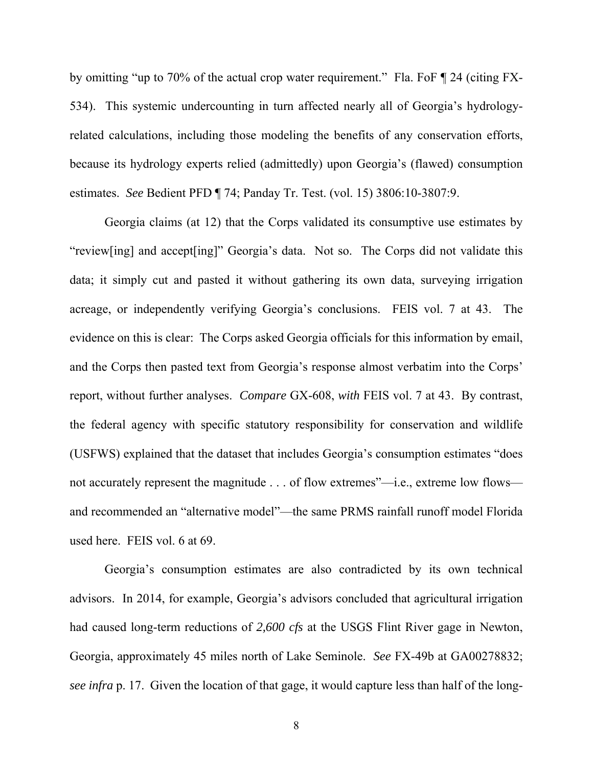by omitting "up to 70% of the actual crop water requirement." Fla. FoF ¶ 24 (citing FX-534). This systemic undercounting in turn affected nearly all of Georgia's hydrology-related calculations, including those modeling the benefits of any conservation efforts, because its hydrology experts relied (admittedly) upon Georgia's (flawed) consumption estimates. *See* Bedient PFD ¶ 74; Panday Tr. Test. (vol. 15) 3806:10-3807:9.

Georgia claims (at 12) that the Corps validated its consumptive use estimates by "review[ing] and accept[ing]" Georgia's data. Not so. The Corps did not validate this data; it simply cut and pasted it without gathering its own data, surveying irrigation acreage, or independently verifying Georgia's conclusions. FEIS vol. 7 at 43. The evidence on this is clear: The Corps asked Georgia officials for this information by email, and the Corps then pasted text from Georgia's response almost verbatim into the Corps' report, without further analyses. *Compare* GX-608, *with* FEIS vol. 7 at 43. By contrast, the federal agency with specific statutory responsibility for conservation and wildlife (USFWS) explained that the dataset that includes Georgia's consumption estimates "does not accurately represent the magnitude . . . of flow extremes"—i.e., extreme low flows—and recommended an "alternative model"—the same PRMS rainfall runoff model Florida used here. FEIS vol. 6 at 69.

Georgia's consumption estimates are also contradicted by its own technical advisors. In 2014, for example, Georgia's advisors concluded that agricultural irrigation had caused long-term reductions of *2,600 cfs* at the USGS Flint River gage in Newton, Georgia, approximately 45 miles north of Lake Seminole. *See* FX-49b at GA00278832; *see infra* p. 17. Given the location of that gage, it would capture less than half of the long-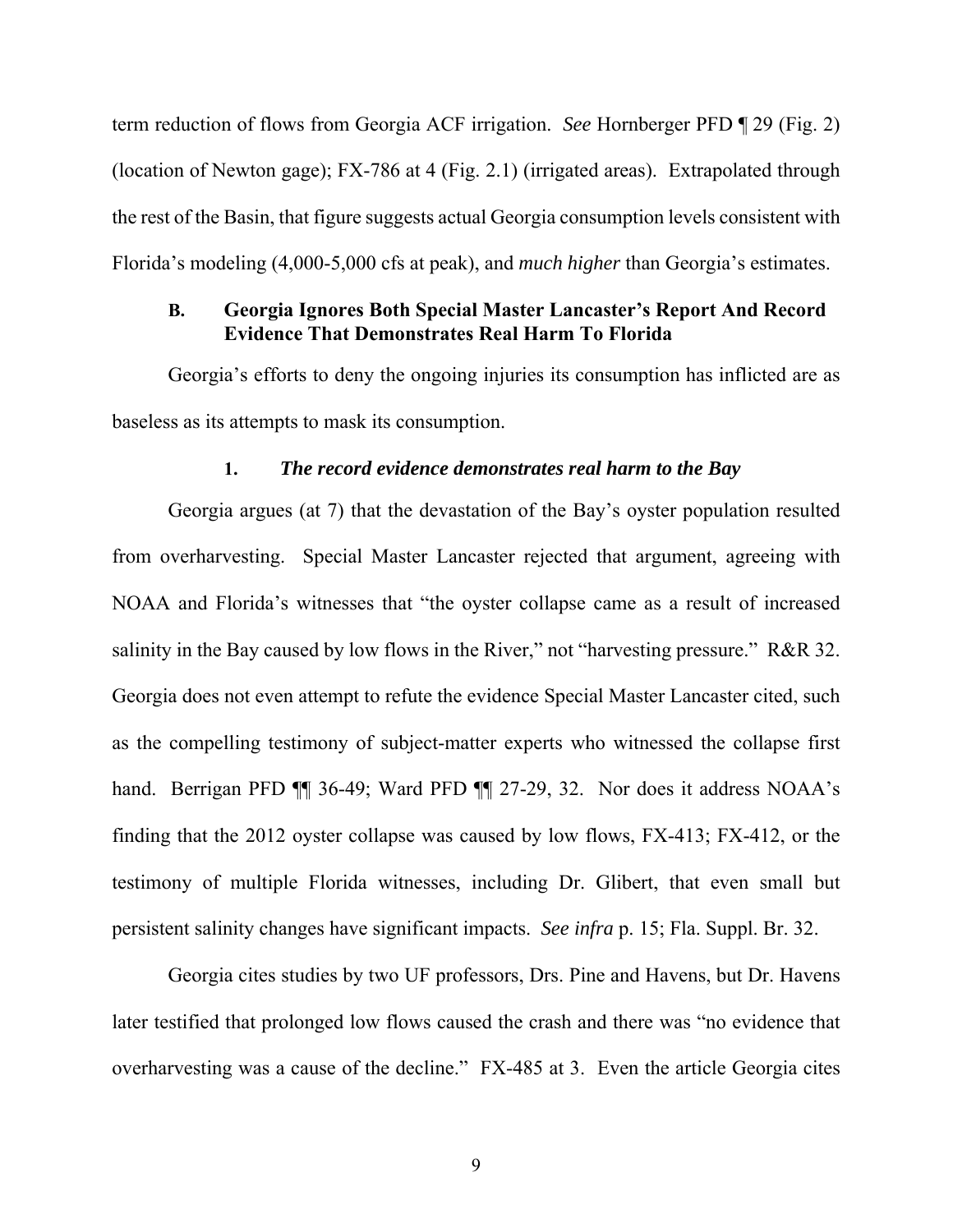term reduction of flows from Georgia ACF irrigation. *See* Hornberger PFD ¶ 29 (Fig. 2) (location of Newton gage); FX-786 at 4 (Fig. 2.1) (irrigated areas). Extrapolated through the rest of the Basin, that figure suggests actual Georgia consumption levels consistent with Florida's modeling (4,000-5,000 cfs at peak), and *much higher* than Georgia's estimates.

### B. Georgia Ignores Both Special Master Lancaster's Report And Record Evidence That Demonstrates Real Harm To Florida

Georgia's efforts to deny the ongoing injuries its consumption has inflicted are as baseless as its attempts to mask its consumption.

#### 1. *The record evidence demonstrates real harm to the Bay*

Georgia argues (at 7) that the devastation of the Bay's oyster population resulted from overharvesting. Special Master Lancaster rejected that argument, agreeing with NOAA and Florida's witnesses that "the oyster collapse came as a result of increased salinity in the Bay caused by low flows in the River," not "harvesting pressure." R&R 32. Georgia does not even attempt to refute the evidence Special Master Lancaster cited, such as the compelling testimony of subject-matter experts who witnessed the collapse first hand. Berrigan PFD ¶¶ 36-49; Ward PFD ¶¶ 27-29, 32. Nor does it address NOAA's finding that the 2012 oyster collapse was caused by low flows, FX-413; FX-412, or the testimony of multiple Florida witnesses, including Dr. Glibert, that even small but persistent salinity changes have significant impacts. *See infra* p. 15; Fla. Suppl. Br. 32.

Georgia cites studies by two UF professors, Drs. Pine and Havens, but Dr. Havens later testified that prolonged low flows caused the crash and there was "no evidence that overharvesting was a cause of the decline." FX-485 at 3. Even the article Georgia cites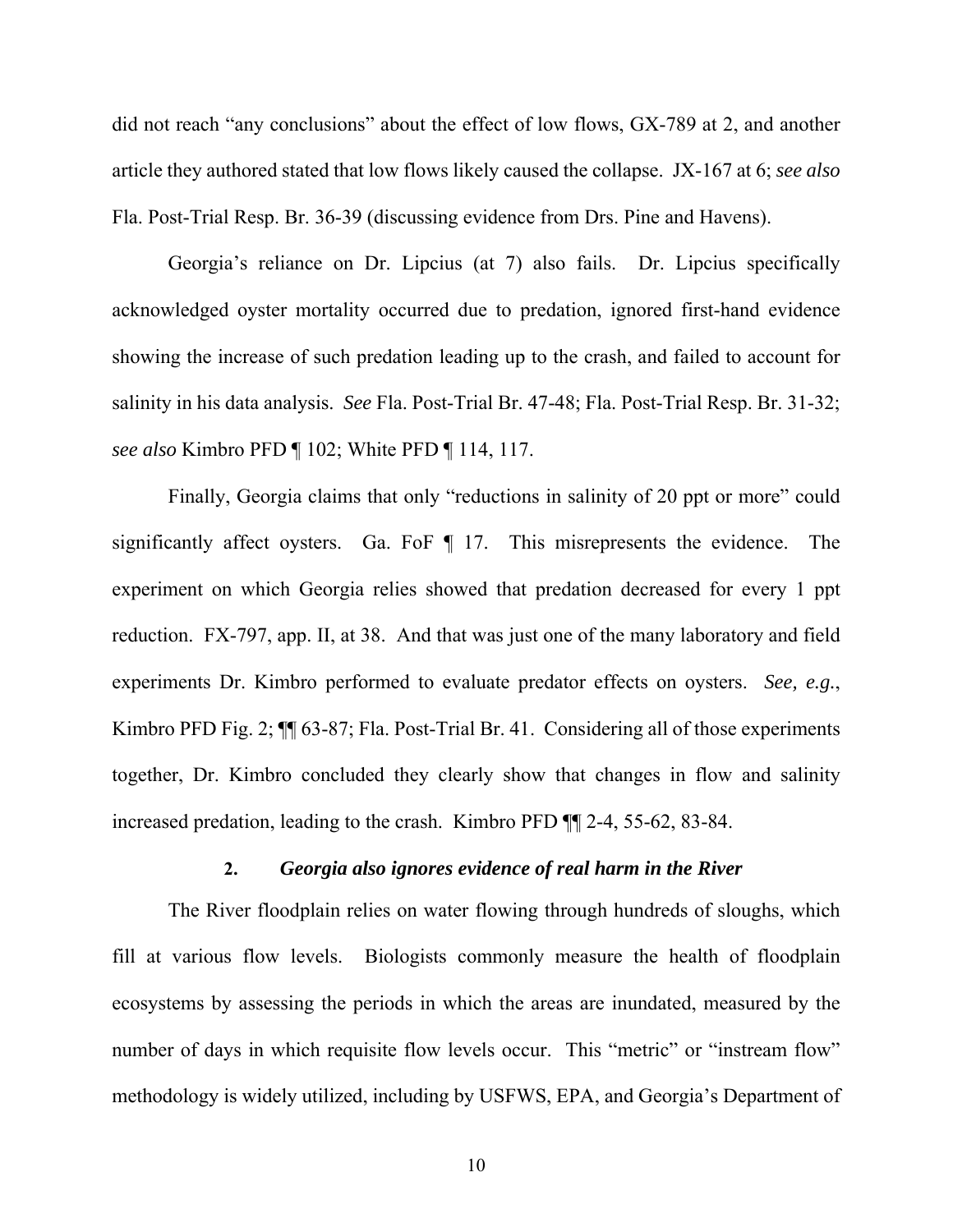did not reach "any conclusions" about the effect of low flows, GX-789 at 2, and another article they authored stated that low flows likely caused the collapse. JX-167 at 6; *see also* Fla. Post-Trial Resp. Br. 36-39 (discussing evidence from Drs. Pine and Havens).

Georgia's reliance on Dr. Lipcius (at 7) also fails. Dr. Lipcius specifically acknowledged oyster mortality occurred due to predation, ignored first-hand evidence showing the increase of such predation leading up to the crash, and failed to account for salinity in his data analysis. *See* Fla. Post-Trial Br. 47-48; Fla. Post-Trial Resp. Br. 31-32; *see also* Kimbro PFD ¶ 102; White PFD ¶ 114, 117.

Finally, Georgia claims that only "reductions in salinity of 20 ppt or more" could significantly affect oysters. Ga. FoF ¶ 17. This misrepresents the evidence. The experiment on which Georgia relies showed that predation decreased for every 1 ppt reduction. FX-797, app. II, at 38. And that was just one of the many laboratory and field experiments Dr. Kimbro performed to evaluate predator effects on oysters. *See, e.g.*, Kimbro PFD Fig. 2; ¶¶ 63-87; Fla. Post-Trial Br. 41. Considering all of those experiments together, Dr. Kimbro concluded they clearly show that changes in flow and salinity increased predation, leading to the crash. Kimbro PFD ¶¶ 2-4, 55-62, 83-84.

### 2. *Georgia also ignores evidence of real harm in the River*

The River floodplain relies on water flowing through hundreds of sloughs, which fill at various flow levels. Biologists commonly measure the health of floodplain ecosystems by assessing the periods in which the areas are inundated, measured by the number of days in which requisite flow levels occur. This "metric" or "instream flow" methodology is widely utilized, including by USFWS, EPA, and Georgia's Department of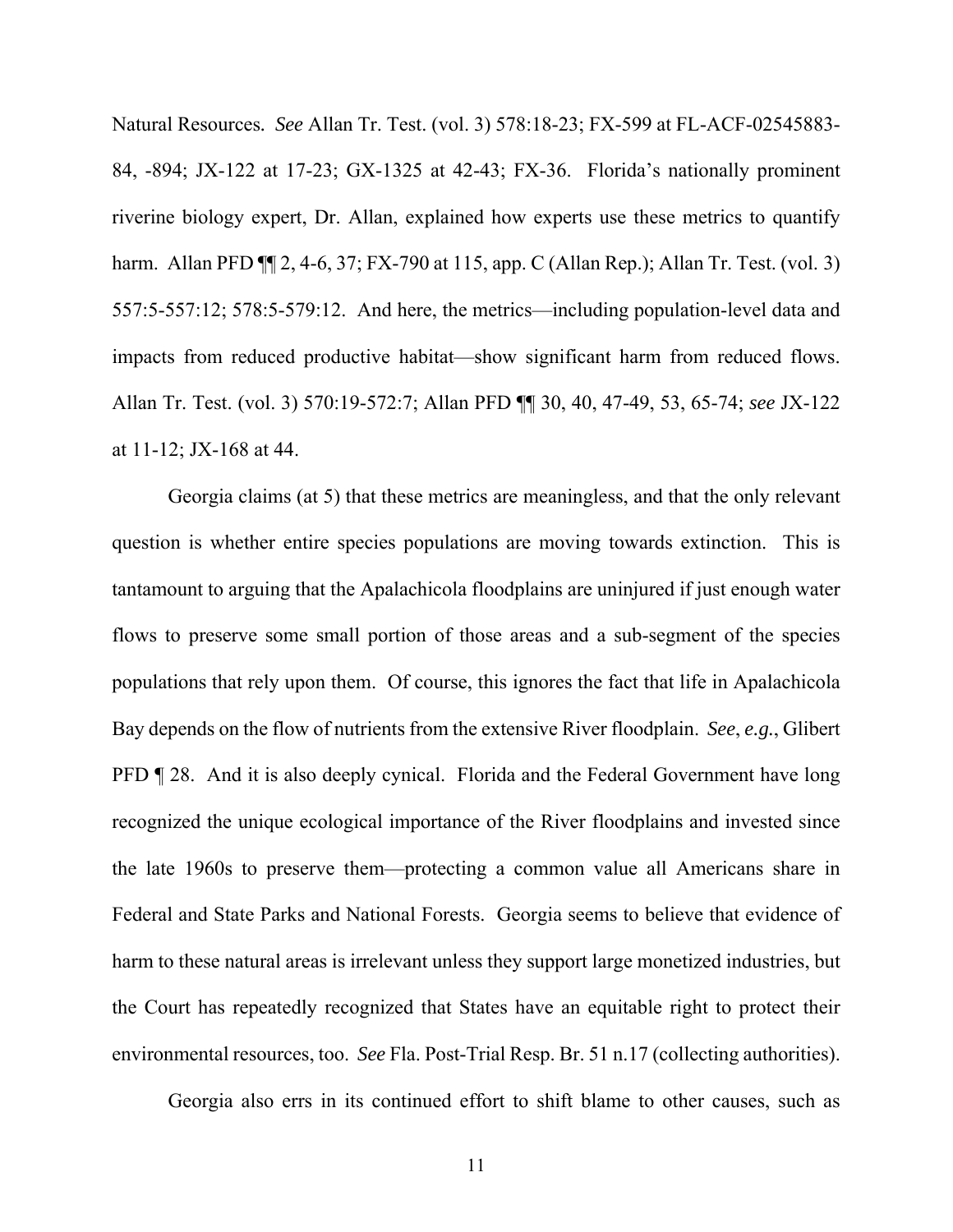Natural Resources. *See* Allan Tr. Test. (vol. 3) 578:18-23; FX-599 at FL-ACF-02545883-84, -894; JX-122 at 17-23; GX-1325 at 42-43; FX-36. Florida's nationally prominent riverine biology expert, Dr. Allan, explained how experts use these metrics to quantify harm. Allan PFD ¶¶ 2, 4-6, 37; FX-790 at 115, app. C (Allan Rep.); Allan Tr. Test. (vol. 3) 557:5-557:12; 578:5-579:12. And here, the metrics—including population-level data and impacts from reduced productive habitat—show significant harm from reduced flows. Allan Tr. Test. (vol. 3) 570:19-572:7; Allan PFD ¶¶ 30, 40, 47-49, 53, 65-74; *see* JX-122 at 11-12; JX-168 at 44.

Georgia claims (at 5) that these metrics are meaningless, and that the only relevant question is whether entire species populations are moving towards extinction. This is tantamount to arguing that the Apalachicola floodplains are uninjured if just enough water flows to preserve some small portion of those areas and a sub-segment of the species populations that rely upon them. Of course, this ignores the fact that life in Apalachicola Bay depends on the flow of nutrients from the extensive River floodplain. *See*, *e.g.*, Glibert PFD ¶ 28. And it is also deeply cynical. Florida and the Federal Government have long recognized the unique ecological importance of the River floodplains and invested since the late 1960s to preserve them—protecting a common value all Americans share in Federal and State Parks and National Forests. Georgia seems to believe that evidence of harm to these natural areas is irrelevant unless they support large monetized industries, but the Court has repeatedly recognized that States have an equitable right to protect their environmental resources, too. *See* Fla. Post-Trial Resp. Br. 51 n.17 (collecting authorities).

Georgia also errs in its continued effort to shift blame to other causes, such as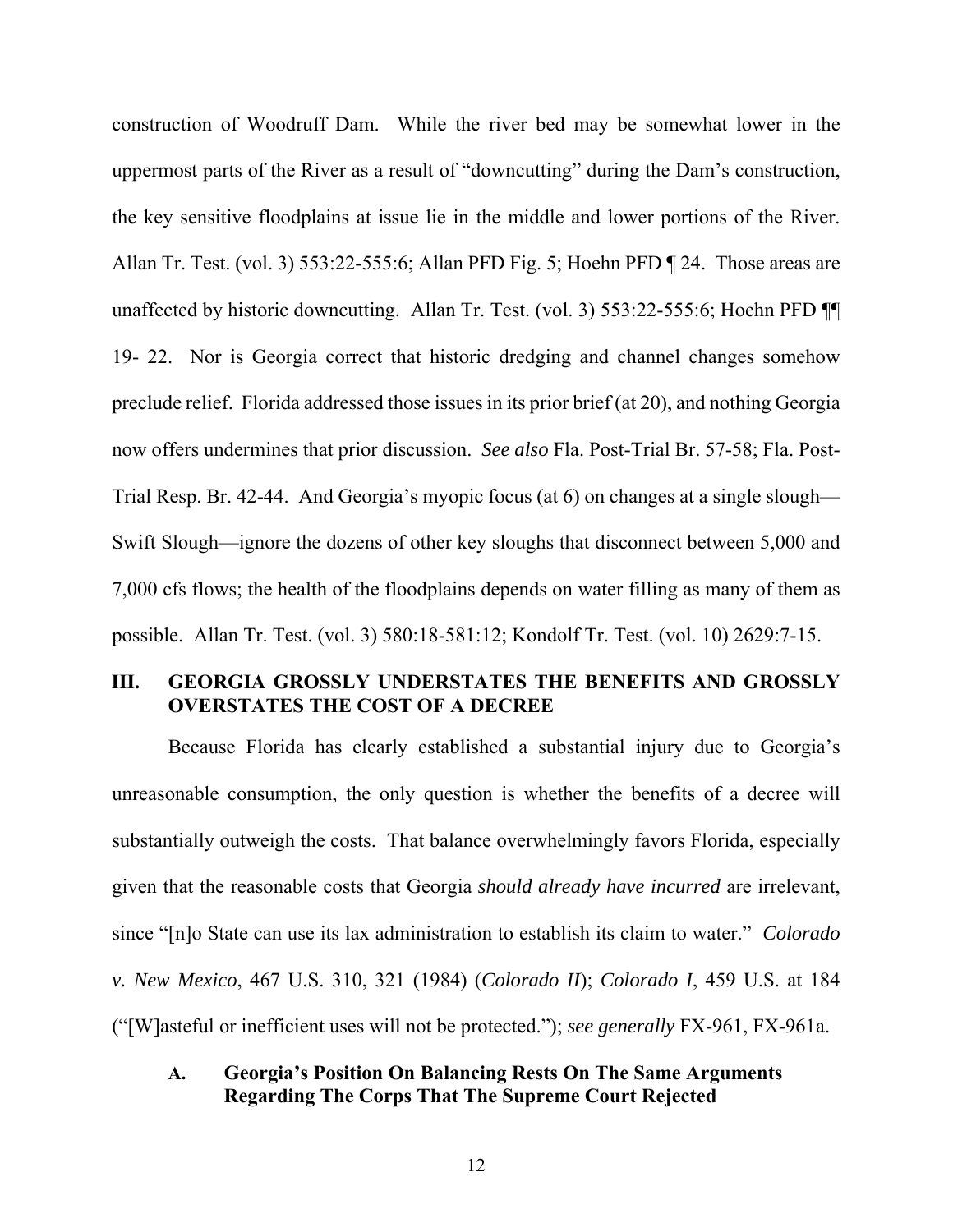construction of Woodruff Dam. While the river bed may be somewhat lower in the uppermost parts of the River as a result of "downcutting" during the Dam's construction, the key sensitive floodplains at issue lie in the middle and lower portions of the River. Allan Tr. Test. (vol. 3) 553:22-555:6; Allan PFD Fig. 5; Hoehn PFD ¶ 24. Those areas are unaffected by historic downcutting. Allan Tr. Test. (vol. 3) 553:22-555:6; Hoehn PFD ¶¶ 19- 22. Nor is Georgia correct that historic dredging and channel changes somehow preclude relief. Florida addressed those issues in its prior brief (at 20), and nothing Georgia now offers undermines that prior discussion. *See also* Fla. Post-Trial Br. 57-58; Fla. Post-Trial Resp. Br. 42-44. And Georgia's myopic focus (at 6) on changes at a single slough—Swift Slough—ignore the dozens of other key sloughs that disconnect between 5,000 and 7,000 cfs flows; the health of the floodplains depends on water filling as many of them as possible. Allan Tr. Test. (vol. 3) 580:18-581:12; Kondolf Tr. Test. (vol. 10) 2629:7-15.

## III. GEORGIA GROSSLY UNDERSTATES THE BENEFITS AND GROSSLY OVERSTATES THE COST OF A DECREE

Because Florida has clearly established a substantial injury due to Georgia's unreasonable consumption, the only question is whether the benefits of a decree will substantially outweigh the costs. That balance overwhelmingly favors Florida, especially given that the reasonable costs that Georgia *should already have incurred* are irrelevant, since "[n]o State can use its lax administration to establish its claim to water." *Colorado v. New Mexico*, 467 U.S. 310, 321 (1984) (*Colorado II*); *Colorado I*, 459 U.S. at 184 ("[W]asteful or inefficient uses will not be protected."); *see generally* FX-961, FX-961a.

### A. Georgia's Position On Balancing Rests On The Same Arguments Regarding The Corps That The Supreme Court Rejected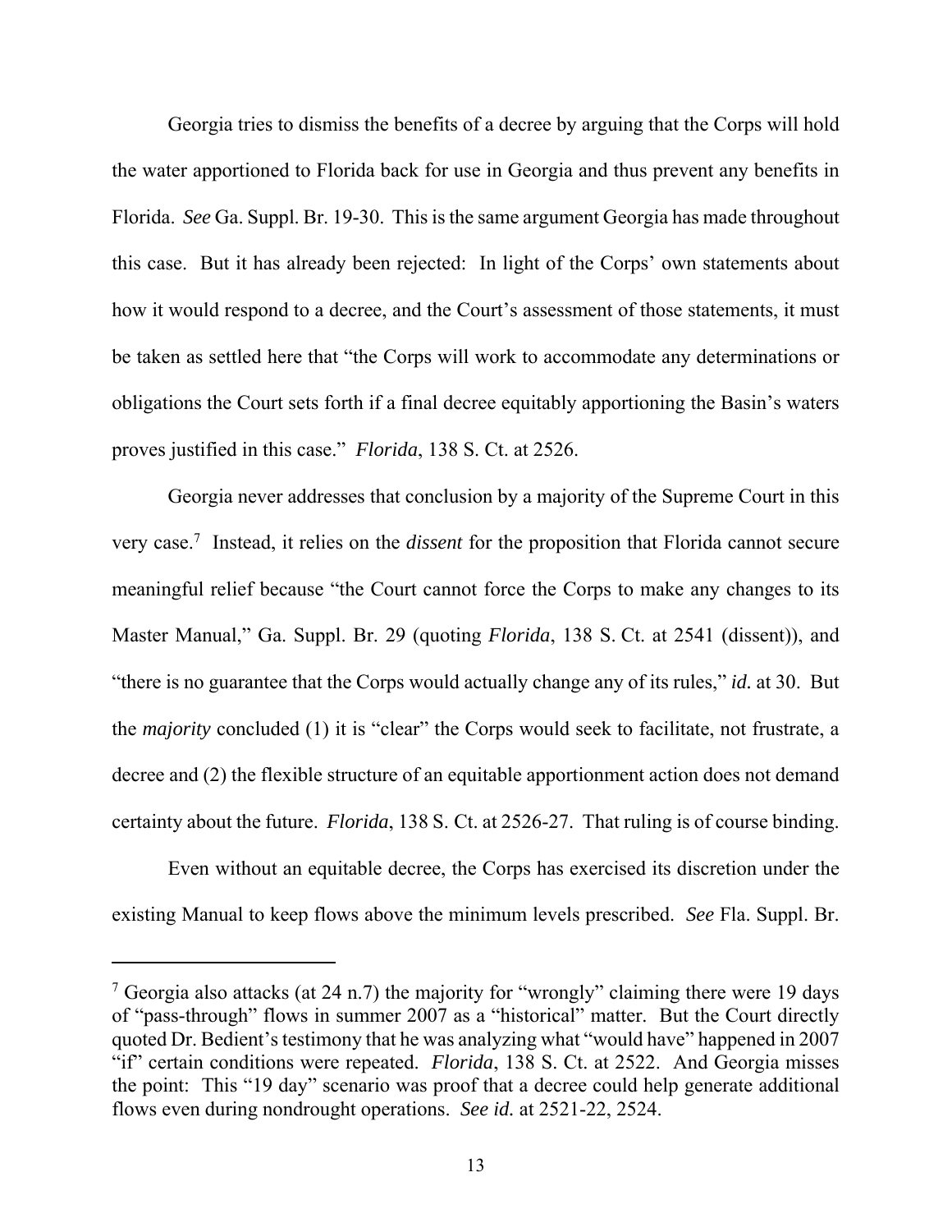Georgia tries to dismiss the benefits of a decree by arguing that the Corps will hold the water apportioned to Florida back for use in Georgia and thus prevent any benefits in Florida. *See* Ga. Suppl. Br. 19-30. This is the same argument Georgia has made throughout this case. But it has already been rejected: In light of the Corps' own statements about how it would respond to a decree, and the Court's assessment of those statements, it must be taken as settled here that "the Corps will work to accommodate any determinations or obligations the Court sets forth if a final decree equitably apportioning the Basin's waters proves justified in this case." *Florida*, 138 S. Ct. at 2526.

Georgia never addresses that conclusion by a majority of the Supreme Court in this very case.[7] Instead, it relies on the *dissent* for the proposition that Florida cannot secure meaningful relief because "the Court cannot force the Corps to make any changes to its Master Manual," Ga. Suppl. Br. 29 (quoting *Florida*, 138 S. Ct. at 2541 (dissent)), and "there is no guarantee that the Corps would actually change any of its rules," *id.* at 30. But the *majority* concluded (1) it is "clear" the Corps would seek to facilitate, not frustrate, a decree and (2) the flexible structure of an equitable apportionment action does not demand certainty about the future. *Florida*, 138 S. Ct. at 2526-27. That ruling is of course binding.

Even without an equitable decree, the Corps has exercised its discretion under the existing Manual to keep flows above the minimum levels prescribed. *See* Fla. Suppl. Br.

---

[7] Georgia also attacks (at 24 n.7) the majority for "wrongly" claiming there were 19 days of "pass-through" flows in summer 2007 as a "historical" matter. But the Court directly quoted Dr. Bedient's testimony that he was analyzing what "would have" happened in 2007 "if" certain conditions were repeated. *Florida*, 138 S. Ct. at 2522. And Georgia misses the point: This "19 day" scenario was proof that a decree could help generate additional flows even during nondrought operations. *See id.* at 2521-22, 2524.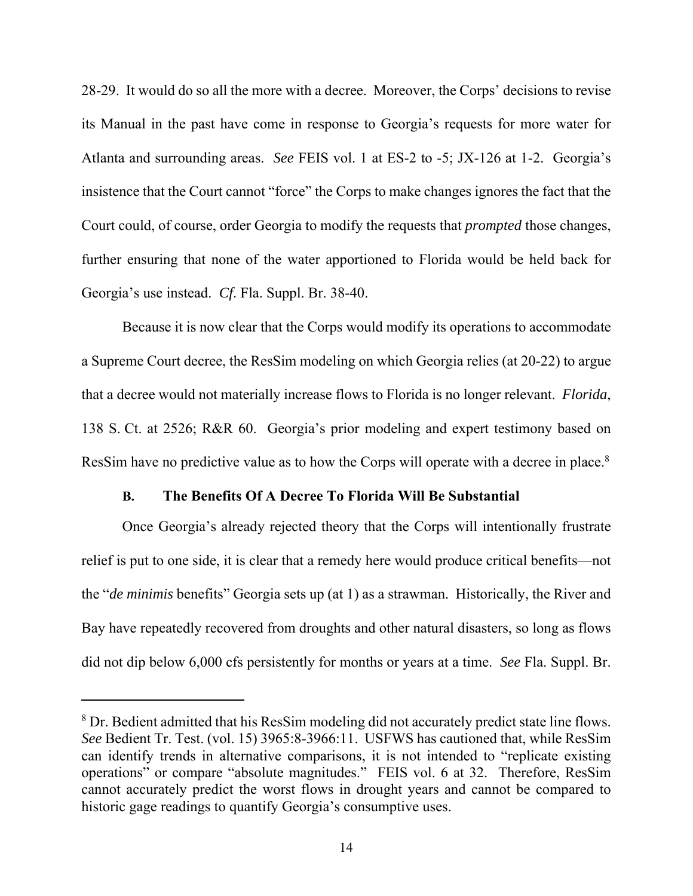28-29. It would do so all the more with a decree. Moreover, the Corps' decisions to revise its Manual in the past have come in response to Georgia's requests for more water for Atlanta and surrounding areas. *See* FEIS vol. 1 at ES-2 to -5; JX-126 at 1-2. Georgia's insistence that the Court cannot "force" the Corps to make changes ignores the fact that the Court could, of course, order Georgia to modify the requests that *prompted* those changes, further ensuring that none of the water apportioned to Florida would be held back for Georgia's use instead. *Cf*. Fla. Suppl. Br. 38-40.

Because it is now clear that the Corps would modify its operations to accommodate a Supreme Court decree, the ResSim modeling on which Georgia relies (at 20-22) to argue that a decree would not materially increase flows to Florida is no longer relevant. *Florida*, 138 S. Ct. at 2526; R&R 60. Georgia's prior modeling and expert testimony based on ResSim have no predictive value as to how the Corps will operate with a decree in place.[8]

### B. The Benefits Of A Decree To Florida Will Be Substantial

Once Georgia's already rejected theory that the Corps will intentionally frustrate relief is put to one side, it is clear that a remedy here would produce critical benefits—not the "*de minimis* benefits" Georgia sets up (at 1) as a strawman. Historically, the River and Bay have repeatedly recovered from droughts and other natural disasters, so long as flows did not dip below 6,000 cfs persistently for months or years at a time. *See* Fla. Suppl. Br.

---

[8] Dr. Bedient admitted that his ResSim modeling did not accurately predict state line flows. *See* Bedient Tr. Test. (vol. 15) 3965:8-3966:11. USFWS has cautioned that, while ResSim can identify trends in alternative comparisons, it is not intended to "replicate existing operations" or compare "absolute magnitudes." FEIS vol. 6 at 32. Therefore, ResSim cannot accurately predict the worst flows in drought years and cannot be compared to historic gage readings to quantify Georgia's consumptive uses.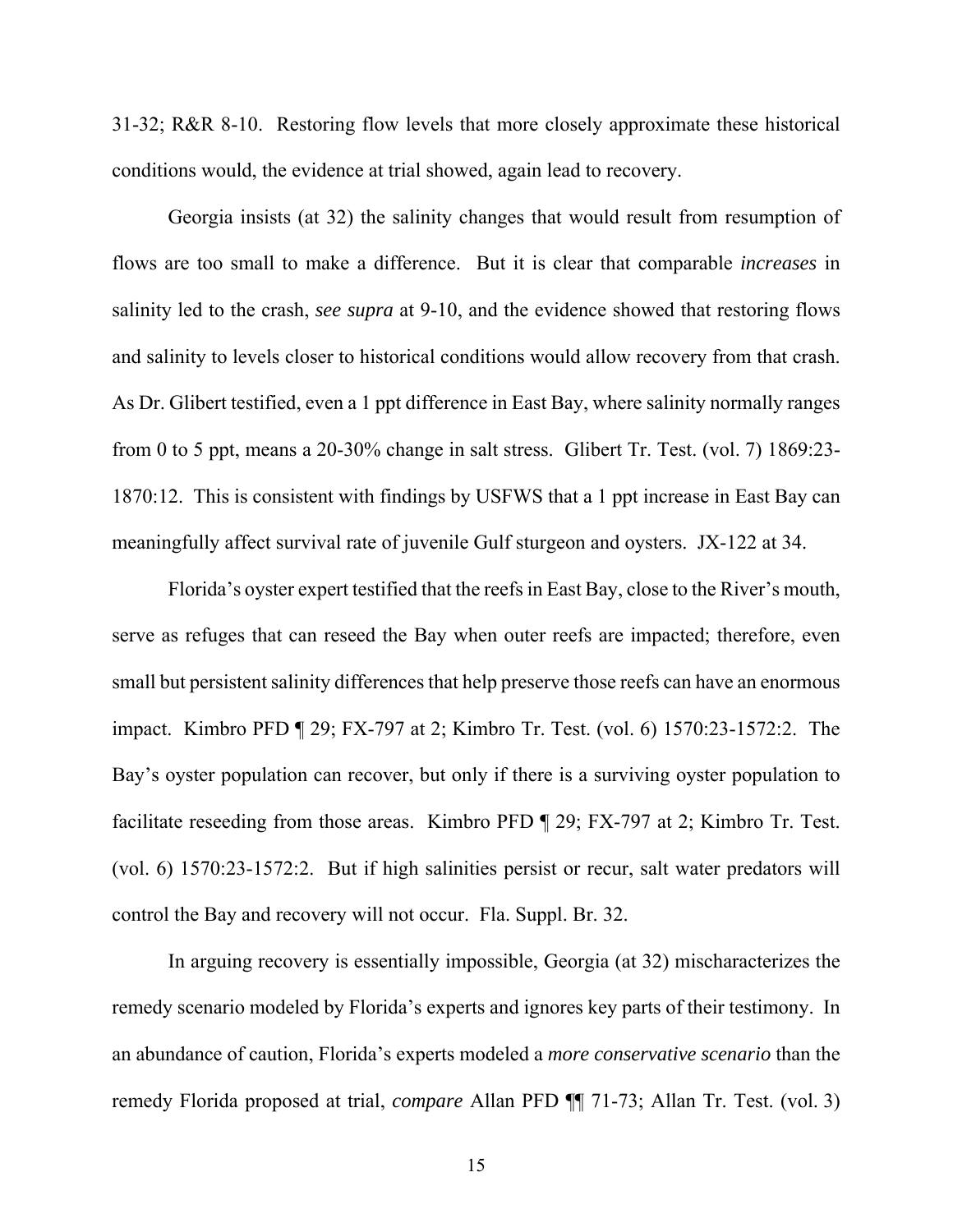31-32; R&R 8-10. Restoring flow levels that more closely approximate these historical conditions would, the evidence at trial showed, again lead to recovery.

Georgia insists (at 32) the salinity changes that would result from resumption of flows are too small to make a difference. But it is clear that comparable *increases* in salinity led to the crash, *see supra* at 9-10, and the evidence showed that restoring flows and salinity to levels closer to historical conditions would allow recovery from that crash. As Dr. Glibert testified, even a 1 ppt difference in East Bay, where salinity normally ranges from 0 to 5 ppt, means a 20-30% change in salt stress. Glibert Tr. Test. (vol. 7) 1869:23-1870:12. This is consistent with findings by USFWS that a 1 ppt increase in East Bay can meaningfully affect survival rate of juvenile Gulf sturgeon and oysters. JX-122 at 34.

Florida's oyster expert testified that the reefs in East Bay, close to the River's mouth, serve as refuges that can reseed the Bay when outer reefs are impacted; therefore, even small but persistent salinity differences that help preserve those reefs can have an enormous impact. Kimbro PFD ¶ 29; FX-797 at 2; Kimbro Tr. Test. (vol. 6) 1570:23-1572:2. The Bay's oyster population can recover, but only if there is a surviving oyster population to facilitate reseeding from those areas. Kimbro PFD ¶ 29; FX-797 at 2; Kimbro Tr. Test. (vol. 6) 1570:23-1572:2. But if high salinities persist or recur, salt water predators will control the Bay and recovery will not occur. Fla. Suppl. Br. 32.

In arguing recovery is essentially impossible, Georgia (at 32) mischaracterizes the remedy scenario modeled by Florida's experts and ignores key parts of their testimony. In an abundance of caution, Florida's experts modeled a *more conservative scenario* than the remedy Florida proposed at trial, *compare* Allan PFD ¶¶ 71-73; Allan Tr. Test. (vol. 3)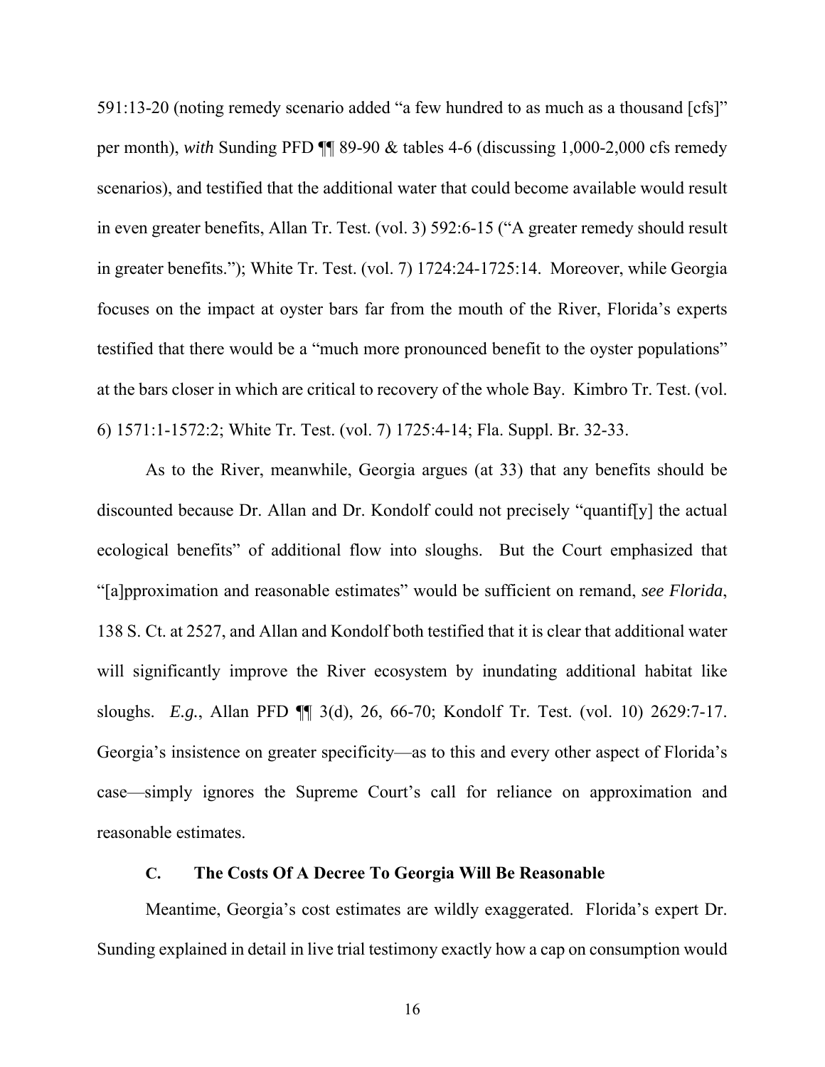591:13-20 (noting remedy scenario added "a few hundred to as much as a thousand [cfs]" per month), *with* Sunding PFD ¶¶ 89-90 & tables 4-6 (discussing 1,000-2,000 cfs remedy scenarios), and testified that the additional water that could become available would result in even greater benefits, Allan Tr. Test. (vol. 3) 592:6-15 ("A greater remedy should result in greater benefits."); White Tr. Test. (vol. 7) 1724:24-1725:14. Moreover, while Georgia focuses on the impact at oyster bars far from the mouth of the River, Florida's experts testified that there would be a "much more pronounced benefit to the oyster populations" at the bars closer in which are critical to recovery of the whole Bay. Kimbro Tr. Test. (vol. 6) 1571:1-1572:2; White Tr. Test. (vol. 7) 1725:4-14; Fla. Suppl. Br. 32-33.

As to the River, meanwhile, Georgia argues (at 33) that any benefits should be discounted because Dr. Allan and Dr. Kondolf could not precisely "quantif[y] the actual ecological benefits" of additional flow into sloughs. But the Court emphasized that "[a]pproximation and reasonable estimates" would be sufficient on remand, *see Florida*, 138 S. Ct. at 2527, and Allan and Kondolf both testified that it is clear that additional water will significantly improve the River ecosystem by inundating additional habitat like sloughs. *E.g.*, Allan PFD ¶¶ 3(d), 26, 66-70; Kondolf Tr. Test. (vol. 10) 2629:7-17. Georgia's insistence on greater specificity—as to this and every other aspect of Florida's case—simply ignores the Supreme Court's call for reliance on approximation and reasonable estimates.

### C. The Costs Of A Decree To Georgia Will Be Reasonable

Meantime, Georgia's cost estimates are wildly exaggerated. Florida's expert Dr. Sunding explained in detail in live trial testimony exactly how a cap on consumption would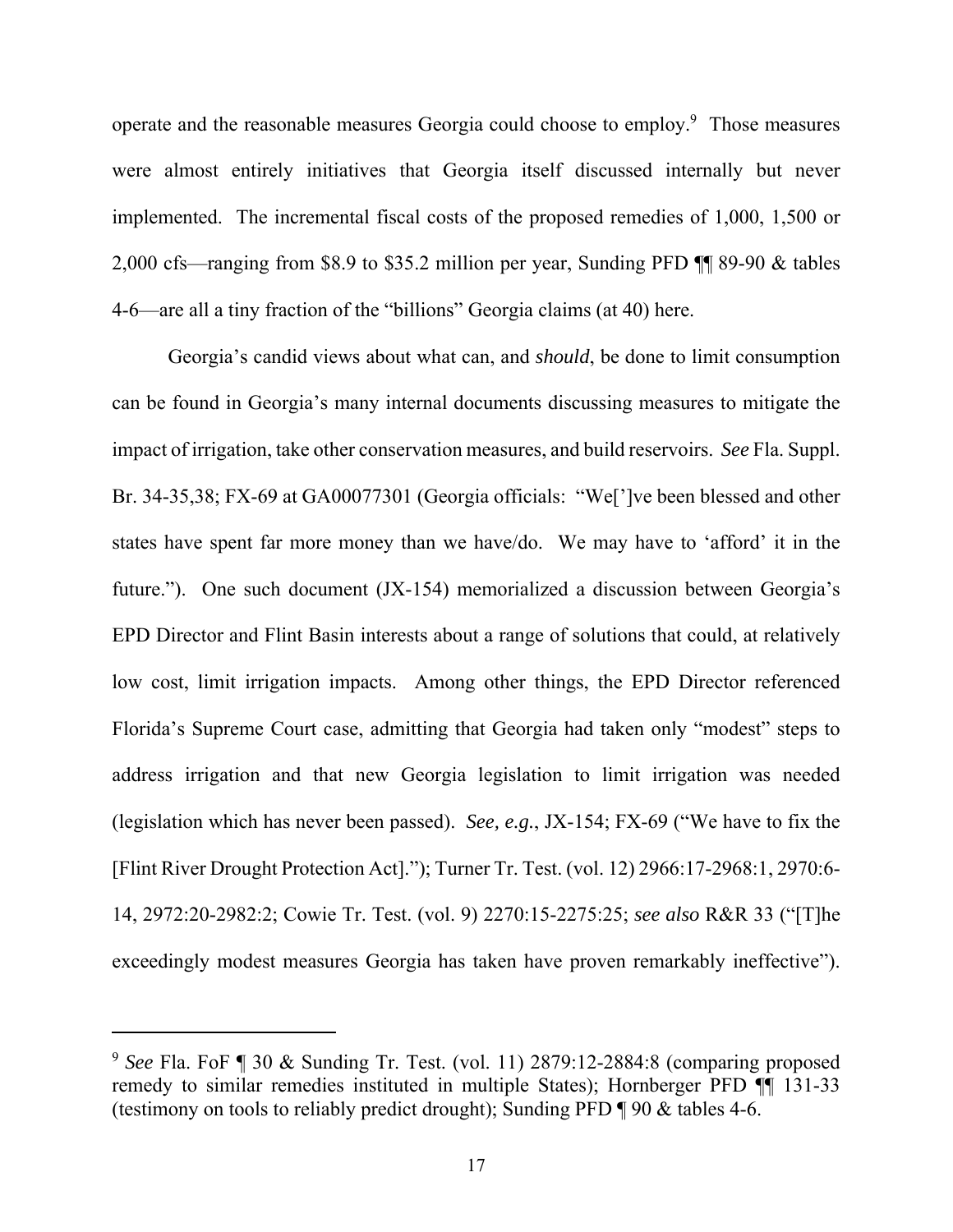operate and the reasonable measures Georgia could choose to employ.[9] Those measures were almost entirely initiatives that Georgia itself discussed internally but never implemented. The incremental fiscal costs of the proposed remedies of 1,000, 1,500 or 2,000 cfs—ranging from $8.9 to $35.2 million per year, Sunding PFD ¶¶ 89-90 & tables 4-6—are all a tiny fraction of the "billions" Georgia claims (at 40) here.

Georgia's candid views about what can, and *should*, be done to limit consumption can be found in Georgia's many internal documents discussing measures to mitigate the impact of irrigation, take other conservation measures, and build reservoirs. *See* Fla. Suppl. Br. 34-35,38; FX-69 at GA00077301 (Georgia officials: "We[']ve been blessed and other states have spent far more money than we have/do. We may have to 'afford' it in the future."). One such document (JX-154) memorialized a discussion between Georgia's EPD Director and Flint Basin interests about a range of solutions that could, at relatively low cost, limit irrigation impacts. Among other things, the EPD Director referenced Florida's Supreme Court case, admitting that Georgia had taken only "modest" steps to address irrigation and that new Georgia legislation to limit irrigation was needed (legislation which has never been passed). *See, e.g.*, JX-154; FX-69 ("We have to fix the [Flint River Drought Protection Act]."); Turner Tr. Test. (vol. 12) 2966:17-2968:1, 2970:6-14, 2972:20-2982:2; Cowie Tr. Test. (vol. 9) 2270:15-2275:25; *see also* R&R 33 ("[T]he exceedingly modest measures Georgia has taken have proven remarkably ineffective").

---

[9] *See* Fla. FoF ¶ 30 & Sunding Tr. Test. (vol. 11) 2879:12-2884:8 (comparing proposed remedy to similar remedies instituted in multiple States); Hornberger PFD ¶¶ 131-33 (testimony on tools to reliably predict drought); Sunding PFD ¶ 90 & tables 4-6.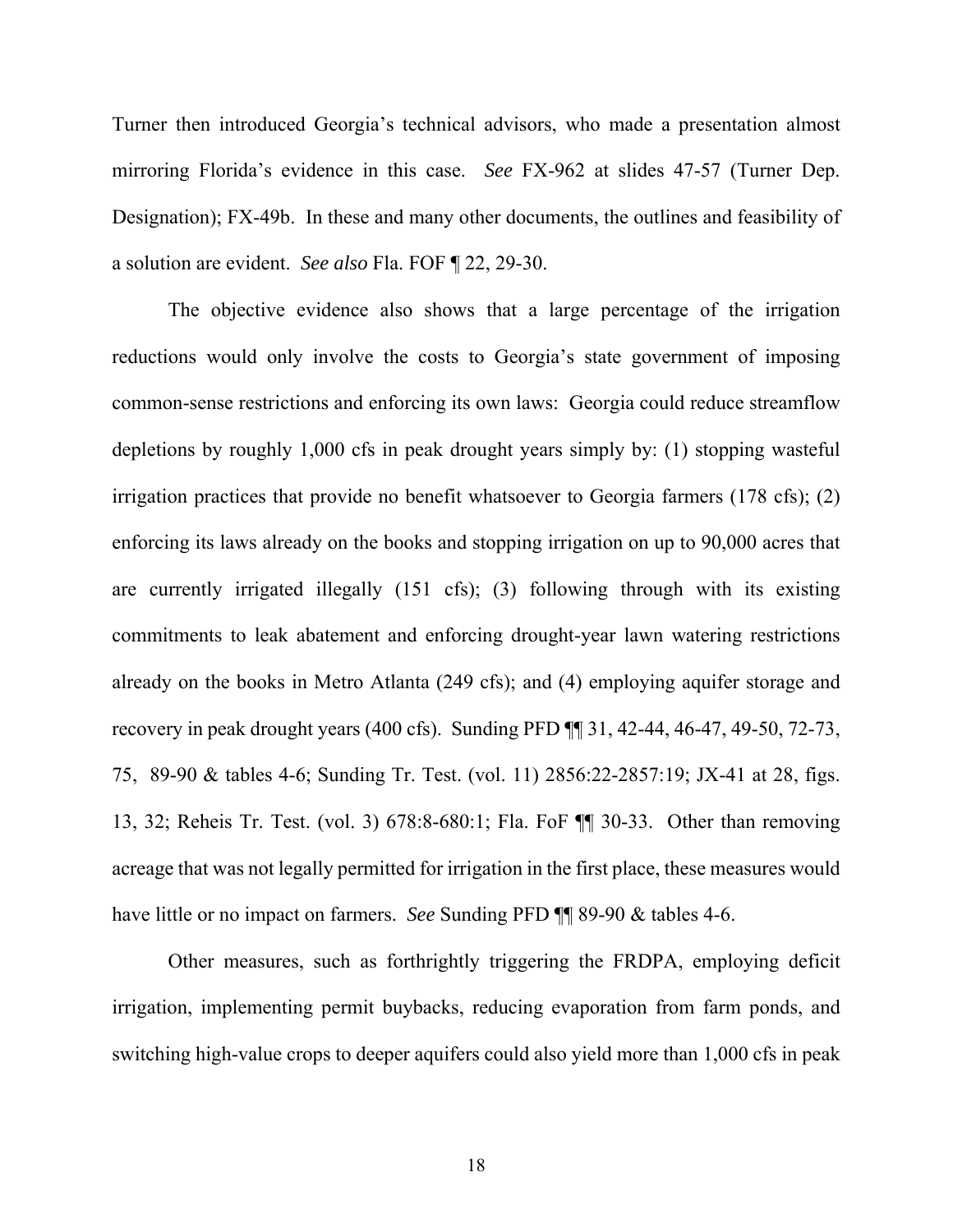Turner then introduced Georgia's technical advisors, who made a presentation almost mirroring Florida's evidence in this case. *See* FX-962 at slides 47-57 (Turner Dep. Designation); FX-49b. In these and many other documents, the outlines and feasibility of a solution are evident. *See also* Fla. FOF ¶ 22, 29-30.

The objective evidence also shows that a large percentage of the irrigation reductions would only involve the costs to Georgia's state government of imposing common-sense restrictions and enforcing its own laws: Georgia could reduce streamflow depletions by roughly 1,000 cfs in peak drought years simply by: (1) stopping wasteful irrigation practices that provide no benefit whatsoever to Georgia farmers (178 cfs); (2) enforcing its laws already on the books and stopping irrigation on up to 90,000 acres that are currently irrigated illegally (151 cfs); (3) following through with its existing commitments to leak abatement and enforcing drought-year lawn watering restrictions already on the books in Metro Atlanta (249 cfs); and (4) employing aquifer storage and recovery in peak drought years (400 cfs). Sunding PFD ¶¶ 31, 42-44, 46-47, 49-50, 72-73, 75, 89-90 & tables 4-6; Sunding Tr. Test. (vol. 11) 2856:22-2857:19; JX-41 at 28, figs. 13, 32; Reheis Tr. Test. (vol. 3) 678:8-680:1; Fla. FoF ¶¶ 30-33. Other than removing acreage that was not legally permitted for irrigation in the first place, these measures would have little or no impact on farmers. *See* Sunding PFD ¶¶ 89-90 & tables 4-6.

Other measures, such as forthrightly triggering the FRDPA, employing deficit irrigation, implementing permit buybacks, reducing evaporation from farm ponds, and switching high-value crops to deeper aquifers could also yield more than 1,000 cfs in peak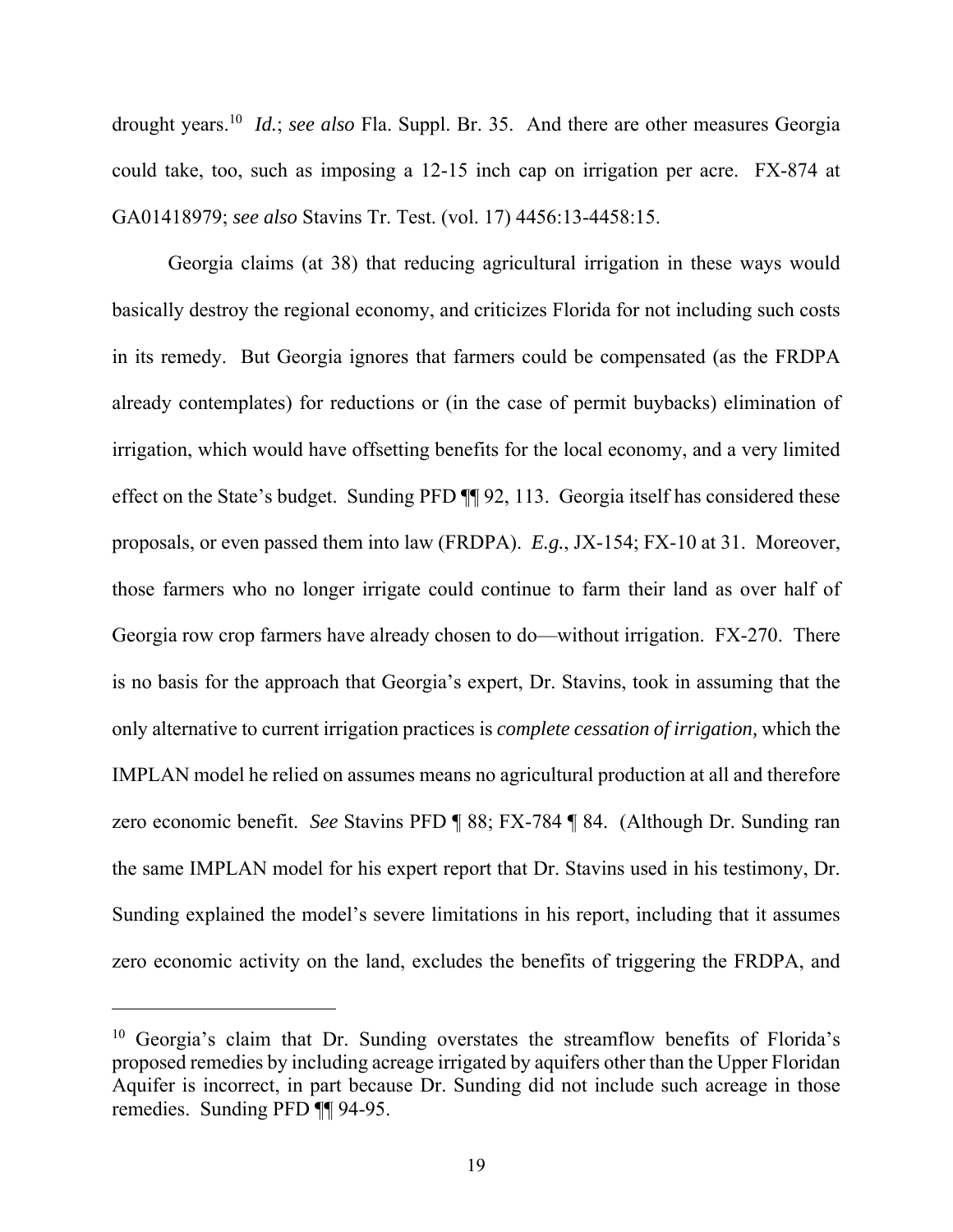drought years.[10] *Id.*; *see also* Fla. Suppl. Br. 35. And there are other measures Georgia could take, too, such as imposing a 12-15 inch cap on irrigation per acre. FX-874 at GA01418979; *see also* Stavins Tr. Test. (vol. 17) 4456:13-4458:15.

Georgia claims (at 38) that reducing agricultural irrigation in these ways would basically destroy the regional economy, and criticizes Florida for not including such costs in its remedy. But Georgia ignores that farmers could be compensated (as the FRDPA already contemplates) for reductions or (in the case of permit buybacks) elimination of irrigation, which would have offsetting benefits for the local economy, and a very limited effect on the State's budget. Sunding PFD ¶¶ 92, 113. Georgia itself has considered these proposals, or even passed them into law (FRDPA). *E.g.*, JX-154; FX-10 at 31. Moreover, those farmers who no longer irrigate could continue to farm their land as over half of Georgia row crop farmers have already chosen to do—without irrigation. FX-270. There is no basis for the approach that Georgia's expert, Dr. Stavins, took in assuming that the only alternative to current irrigation practices is *complete cessation of irrigation,* which the IMPLAN model he relied on assumes means no agricultural production at all and therefore zero economic benefit. *See* Stavins PFD ¶ 88; FX-784 ¶ 84. (Although Dr. Sunding ran the same IMPLAN model for his expert report that Dr. Stavins used in his testimony, Dr. Sunding explained the model's severe limitations in his report, including that it assumes zero economic activity on the land, excludes the benefits of triggering the FRDPA, and

[10] Georgia's claim that Dr. Sunding overstates the streamflow benefits of Florida's proposed remedies by including acreage irrigated by aquifers other than the Upper Floridan Aquifer is incorrect, in part because Dr. Sunding did not include such acreage in those remedies. Sunding PFD ¶¶ 94-95.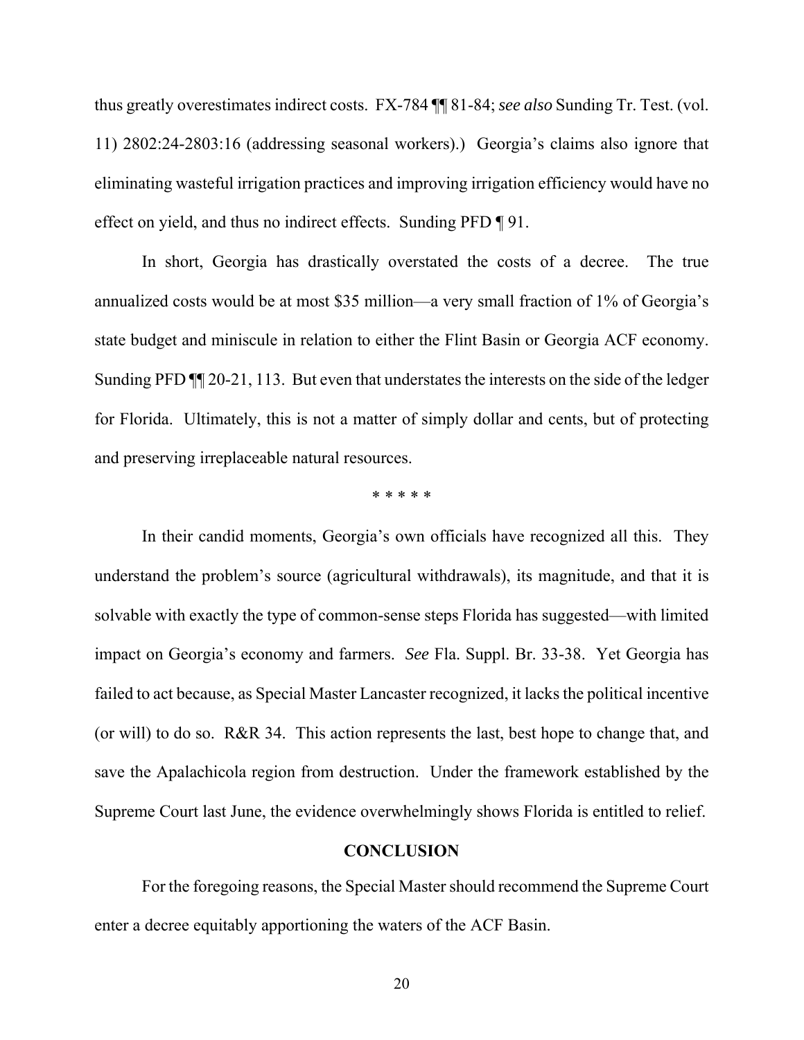thus greatly overestimates indirect costs. FX-784 ¶¶ 81-84; *see also* Sunding Tr. Test. (vol. 11) 2802:24-2803:16 (addressing seasonal workers).) Georgia's claims also ignore that eliminating wasteful irrigation practices and improving irrigation efficiency would have no effect on yield, and thus no indirect effects. Sunding PFD ¶ 91.

In short, Georgia has drastically overstated the costs of a decree. The true annualized costs would be at most $35 million—a very small fraction of 1% of Georgia's state budget and miniscule in relation to either the Flint Basin or Georgia ACF economy. Sunding PFD ¶¶ 20-21, 113. But even that understates the interests on the side of the ledger for Florida. Ultimately, this is not a matter of simply dollar and cents, but of protecting and preserving irreplaceable natural resources.

\* \* \* \* \*

In their candid moments, Georgia's own officials have recognized all this. They understand the problem's source (agricultural withdrawals), its magnitude, and that it is solvable with exactly the type of common-sense steps Florida has suggested—with limited impact on Georgia's economy and farmers. *See* Fla. Suppl. Br. 33-38. Yet Georgia has failed to act because, as Special Master Lancaster recognized, it lacks the political incentive (or will) to do so. R&R 34. This action represents the last, best hope to change that, and save the Apalachicola region from destruction. Under the framework established by the Supreme Court last June, the evidence overwhelmingly shows Florida is entitled to relief.

## CONCLUSION

For the foregoing reasons, the Special Master should recommend the Supreme Court enter a decree equitably apportioning the waters of the ACF Basin.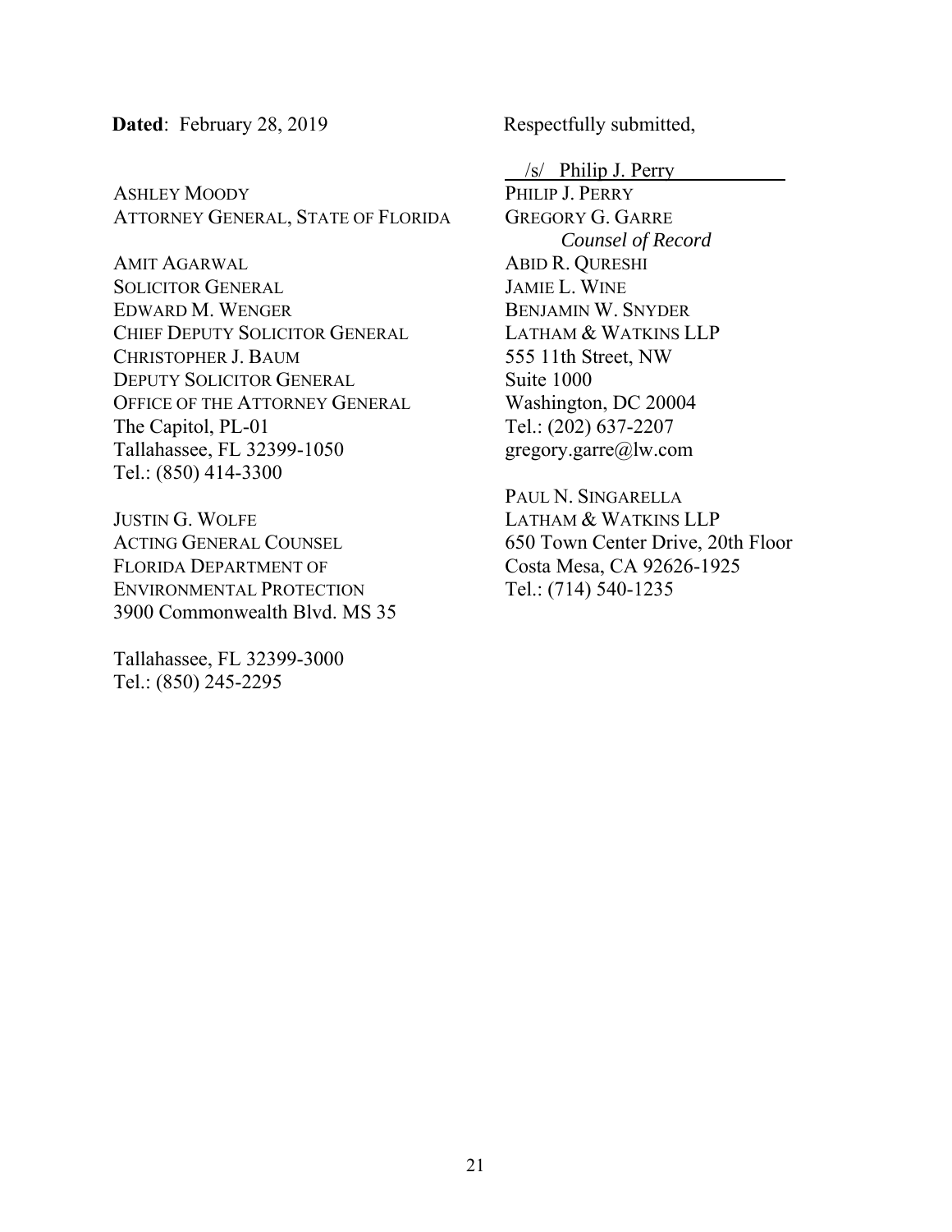**Dated**: February 28, 2019

Respectfully submitted,

/s/ Philip J. Perry

PHILIP J. PERRY
GREGORY G. GARRE
*Counsel of Record*
ABID R. QURESHI
JAMIE L. WINE
BENJAMIN W. SNYDER
LATHAM & WATKINS LLP
555 11th Street, NW
Suite 1000
Washington, DC 20004
Tel.: (202) 637-2207
gregory.garre@lw.com

PAUL N. SINGARELLA
LATHAM & WATKINS LLP
650 Town Center Drive, 20th Floor
Costa Mesa, CA 92626-1925
Tel.: (714) 540-1235

ASHLEY MOODY
ATTORNEY GENERAL, STATE OF FLORIDA

AMIT AGARWAL
SOLICITOR GENERAL
EDWARD M. WENGER
CHIEF DEPUTY SOLICITOR GENERAL
CHRISTOPHER J. BAUM
DEPUTY SOLICITOR GENERAL
OFFICE OF THE ATTORNEY GENERAL
The Capitol, PL-01
Tallahassee, FL 32399-1050
Tel.: (850) 414-3300

JUSTIN G. WOLFE
ACTING GENERAL COUNSEL
FLORIDA DEPARTMENT OF
ENVIRONMENTAL PROTECTION
3900 Commonwealth Blvd. MS 35

Tallahassee, FL 32399-3000
Tel.: (850) 245-2295